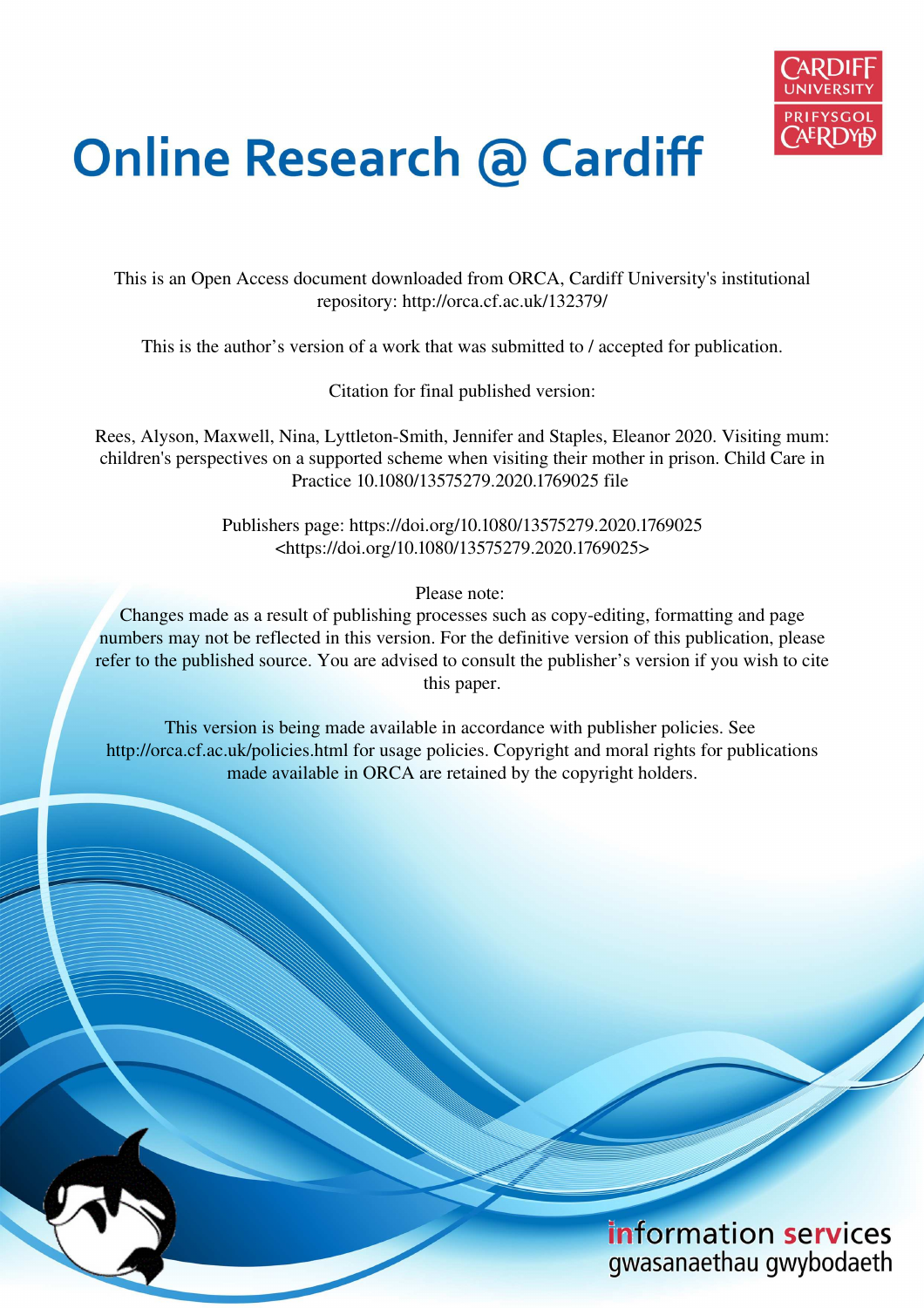# Online Research @ Cardiff

This is an Open Access document downloaded from ORCA, Cardiff University's institutional repository: http://orca.cf.ac.uk/132379/

This is the author's version of a work that was submitted to / accepted for publication.

Citation for final published version:

Rees, Alyson, Maxwell, Nina, Lyttleton-Smith, Jennifer and Staples, Eleanor 2020. Visiting mum: children's perspectives on a supported scheme when visiting their mother in prison. Child Care in Practice 10.1080/13575279.2020.1769025 file

Publishers page: https://doi.org/10.1080/13575279.2020.1769025 <https://doi.org/10.1080/13575279.2020.1769025>

Please note:
Changes made as a result of publishing processes such as copy-editing, formatting and page numbers may not be reflected in this version. For the definitive version of this publication, please refer to the published source. You are advised to consult the publisher's version if you wish to cite this paper.

This version is being made available in accordance with publisher policies. See http://orca.cf.ac.uk/policies.html for usage policies. Copyright and moral rights for publications made available in ORCA are retained by the copyright holders.

information services
gwasanaethau gwybodaeth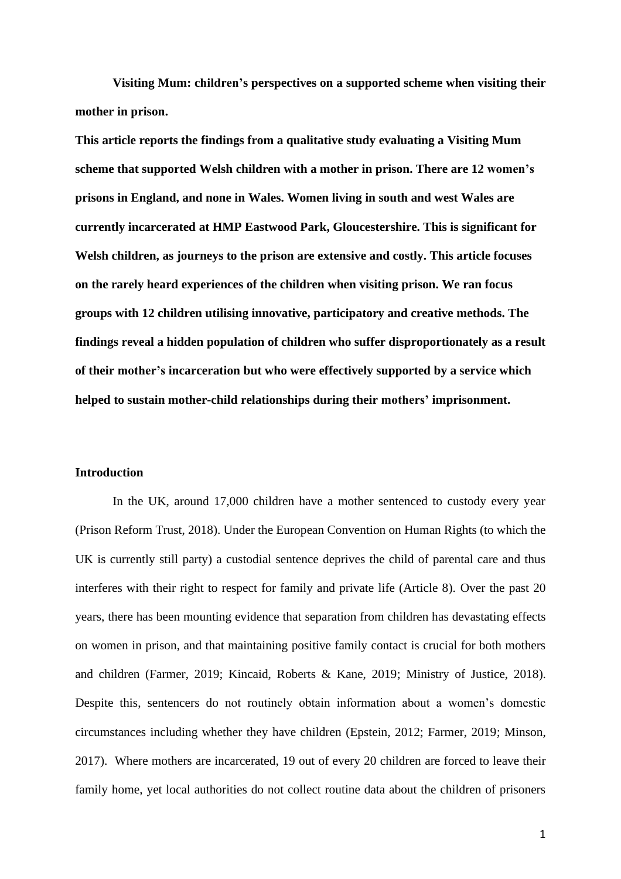**Visiting Mum: children's perspectives on a supported scheme when visiting their mother in prison.**

**This article reports the findings from a qualitative study evaluating a Visiting Mum scheme that supported Welsh children with a mother in prison. There are 12 women's prisons in England, and none in Wales. Women living in south and west Wales are currently incarcerated at HMP Eastwood Park, Gloucestershire. This is significant for Welsh children, as journeys to the prison are extensive and costly. This article focuses on the rarely heard experiences of the children when visiting prison. We ran focus groups with 12 children utilising innovative, participatory and creative methods. The findings reveal a hidden population of children who suffer disproportionately as a result of their mother's incarceration but who were effectively supported by a service which helped to sustain mother-child relationships during their mothers' imprisonment.**

## Introduction

In the UK, around 17,000 children have a mother sentenced to custody every year (Prison Reform Trust, 2018). Under the European Convention on Human Rights (to which the UK is currently still party) a custodial sentence deprives the child of parental care and thus interferes with their right to respect for family and private life (Article 8). Over the past 20 years, there has been mounting evidence that separation from children has devastating effects on women in prison, and that maintaining positive family contact is crucial for both mothers and children (Farmer, 2019; Kincaid, Roberts & Kane, 2019; Ministry of Justice, 2018). Despite this, sentencers do not routinely obtain information about a women's domestic circumstances including whether they have children (Epstein, 2012; Farmer, 2019; Minson, 2017). Where mothers are incarcerated, 19 out of every 20 children are forced to leave their family home, yet local authorities do not collect routine data about the children of prisoners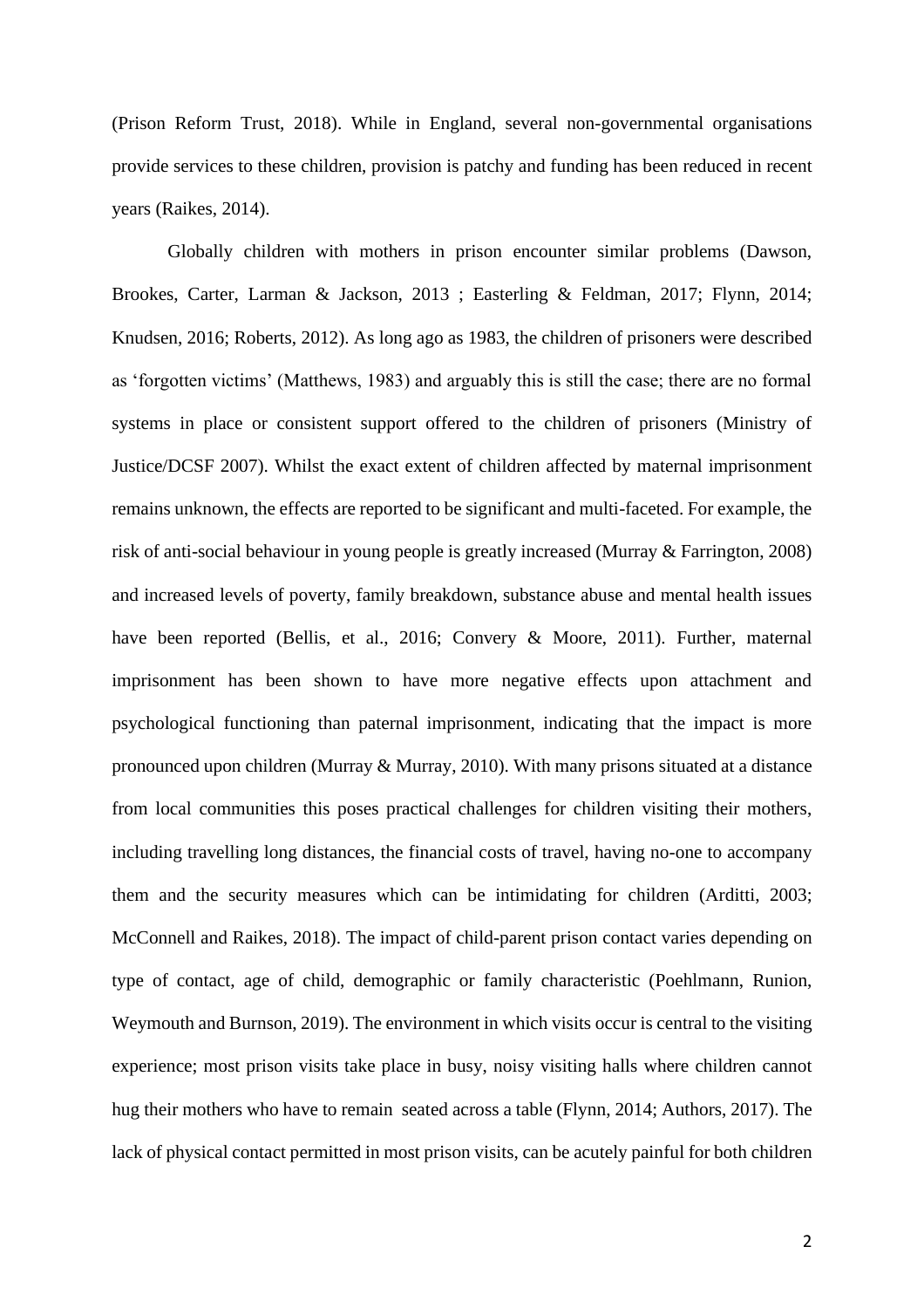(Prison Reform Trust, 2018). While in England, several non-governmental organisations provide services to these children, provision is patchy and funding has been reduced in recent years (Raikes, 2014).

Globally children with mothers in prison encounter similar problems (Dawson, Brookes, Carter, Larman & Jackson, 2013 ; Easterling & Feldman, 2017; Flynn, 2014; Knudsen, 2016; Roberts, 2012). As long ago as 1983, the children of prisoners were described as 'forgotten victims' (Matthews, 1983) and arguably this is still the case; there are no formal systems in place or consistent support offered to the children of prisoners (Ministry of Justice/DCSF 2007). Whilst the exact extent of children affected by maternal imprisonment remains unknown, the effects are reported to be significant and multi-faceted. For example, the risk of anti-social behaviour in young people is greatly increased (Murray & Farrington, 2008) and increased levels of poverty, family breakdown, substance abuse and mental health issues have been reported (Bellis, et al., 2016; Convery & Moore, 2011). Further, maternal imprisonment has been shown to have more negative effects upon attachment and psychological functioning than paternal imprisonment, indicating that the impact is more pronounced upon children (Murray & Murray, 2010). With many prisons situated at a distance from local communities this poses practical challenges for children visiting their mothers, including travelling long distances, the financial costs of travel, having no-one to accompany them and the security measures which can be intimidating for children (Arditti, 2003; McConnell and Raikes, 2018). The impact of child-parent prison contact varies depending on type of contact, age of child, demographic or family characteristic (Poehlmann, Runion, Weymouth and Burnson, 2019). The environment in which visits occur is central to the visiting experience; most prison visits take place in busy, noisy visiting halls where children cannot hug their mothers who have to remain seated across a table (Flynn, 2014; Authors, 2017). The lack of physical contact permitted in most prison visits, can be acutely painful for both children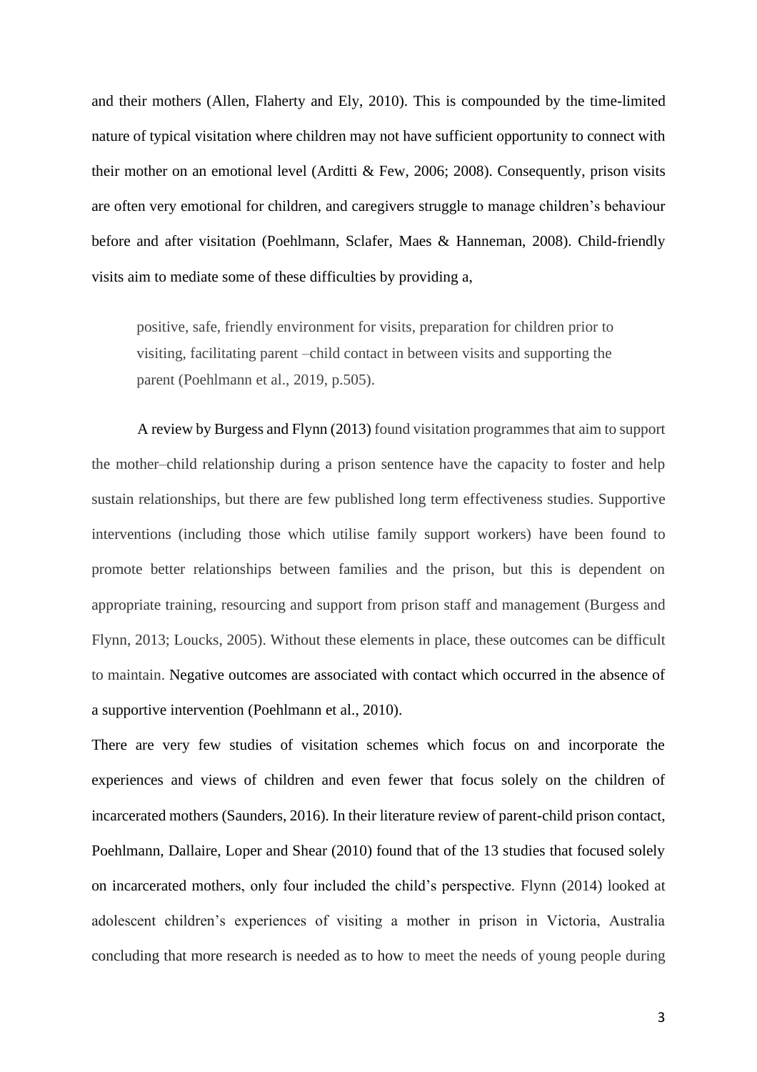and their mothers (Allen, Flaherty and Ely, 2010). This is compounded by the time-limited nature of typical visitation where children may not have sufficient opportunity to connect with their mother on an emotional level (Arditti & Few, 2006; 2008). Consequently, prison visits are often very emotional for children, and caregivers struggle to manage children's behaviour before and after visitation (Poehlmann, Sclafer, Maes & Hanneman, 2008). Child-friendly visits aim to mediate some of these difficulties by providing a,

> positive, safe, friendly environment for visits, preparation for children prior to visiting, facilitating parent –child contact in between visits and supporting the parent (Poehlmann et al., 2019, p.505).

A review by Burgess and Flynn (2013) found visitation programmes that aim to support the mother–child relationship during a prison sentence have the capacity to foster and help sustain relationships, but there are few published long term effectiveness studies. Supportive interventions (including those which utilise family support workers) have been found to promote better relationships between families and the prison, but this is dependent on appropriate training, resourcing and support from prison staff and management (Burgess and Flynn, 2013; Loucks, 2005). Without these elements in place, these outcomes can be difficult to maintain. Negative outcomes are associated with contact which occurred in the absence of a supportive intervention (Poehlmann et al., 2010).

There are very few studies of visitation schemes which focus on and incorporate the experiences and views of children and even fewer that focus solely on the children of incarcerated mothers (Saunders, 2016). In their literature review of parent-child prison contact, Poehlmann, Dallaire, Loper and Shear (2010) found that of the 13 studies that focused solely on incarcerated mothers, only four included the child's perspective. Flynn (2014) looked at adolescent children's experiences of visiting a mother in prison in Victoria, Australia concluding that more research is needed as to how to meet the needs of young people during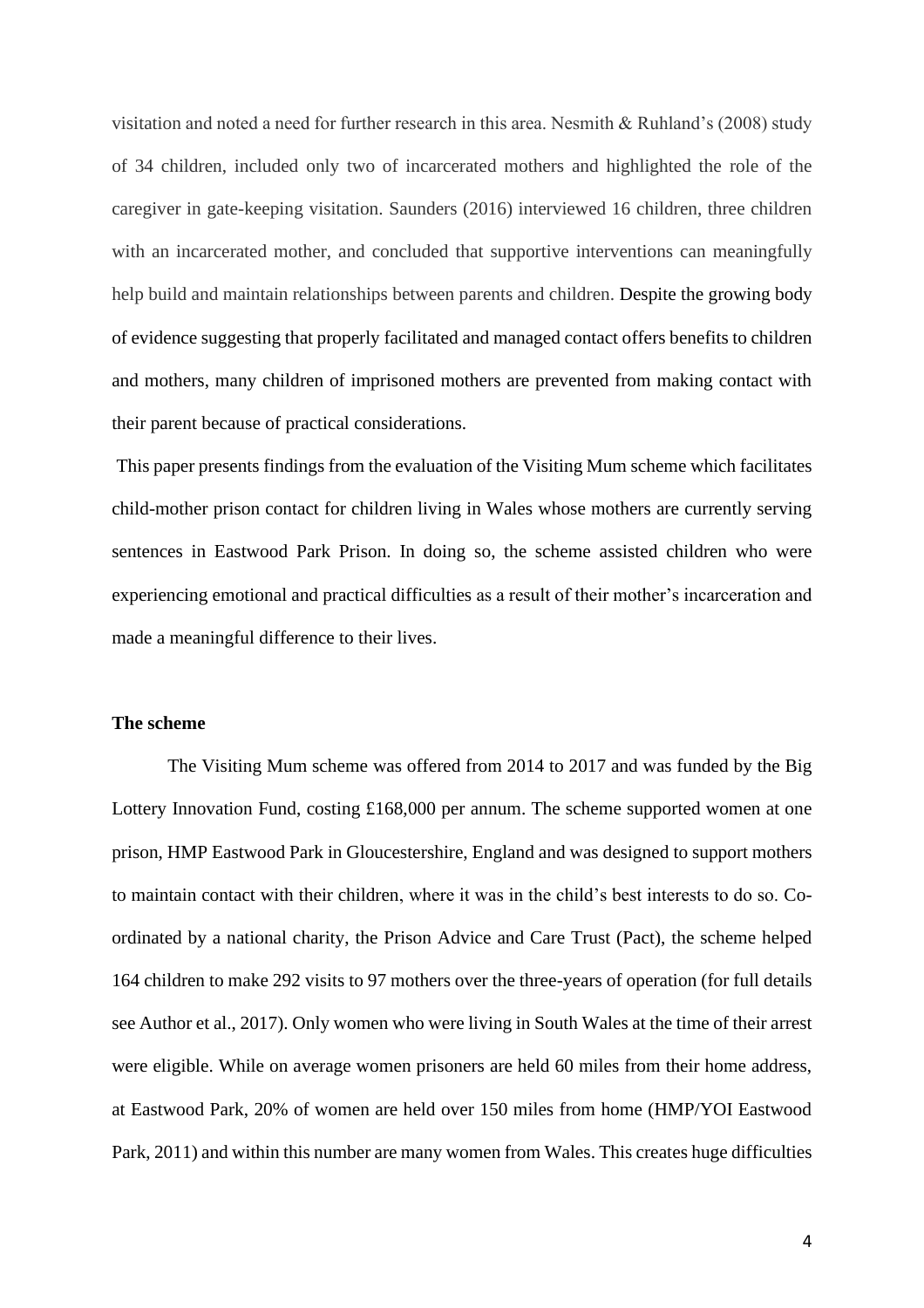visitation and noted a need for further research in this area. Nesmith & Ruhland's (2008) study of 34 children, included only two of incarcerated mothers and highlighted the role of the caregiver in gate-keeping visitation. Saunders (2016) interviewed 16 children, three children with an incarcerated mother, and concluded that supportive interventions can meaningfully help build and maintain relationships between parents and children. Despite the growing body of evidence suggesting that properly facilitated and managed contact offers benefits to children and mothers, many children of imprisoned mothers are prevented from making contact with their parent because of practical considerations.

This paper presents findings from the evaluation of the Visiting Mum scheme which facilitates child-mother prison contact for children living in Wales whose mothers are currently serving sentences in Eastwood Park Prison. In doing so, the scheme assisted children who were experiencing emotional and practical difficulties as a result of their mother's incarceration and made a meaningful difference to their lives.

**The scheme**

The Visiting Mum scheme was offered from 2014 to 2017 and was funded by the Big Lottery Innovation Fund, costing £168,000 per annum. The scheme supported women at one prison, HMP Eastwood Park in Gloucestershire, England and was designed to support mothers to maintain contact with their children, where it was in the child's best interests to do so. Co-ordinated by a national charity, the Prison Advice and Care Trust (Pact), the scheme helped 164 children to make 292 visits to 97 mothers over the three-years of operation (for full details see Author et al., 2017). Only women who were living in South Wales at the time of their arrest were eligible. While on average women prisoners are held 60 miles from their home address, at Eastwood Park, 20% of women are held over 150 miles from home (HMP/YOI Eastwood Park, 2011) and within this number are many women from Wales. This creates huge difficulties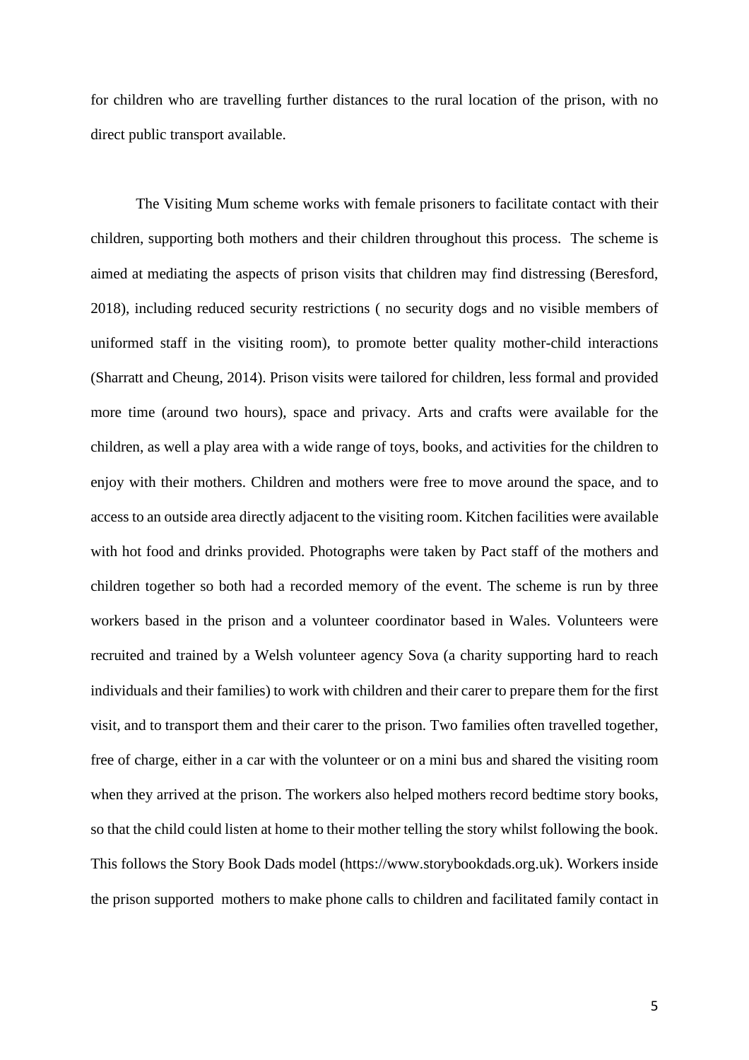for children who are travelling further distances to the rural location of the prison, with no direct public transport available.

The Visiting Mum scheme works with female prisoners to facilitate contact with their children, supporting both mothers and their children throughout this process. The scheme is aimed at mediating the aspects of prison visits that children may find distressing (Beresford, 2018), including reduced security restrictions ( no security dogs and no visible members of uniformed staff in the visiting room), to promote better quality mother-child interactions (Sharratt and Cheung, 2014). Prison visits were tailored for children, less formal and provided more time (around two hours), space and privacy. Arts and crafts were available for the children, as well a play area with a wide range of toys, books, and activities for the children to enjoy with their mothers. Children and mothers were free to move around the space, and to access to an outside area directly adjacent to the visiting room. Kitchen facilities were available with hot food and drinks provided. Photographs were taken by Pact staff of the mothers and children together so both had a recorded memory of the event. The scheme is run by three workers based in the prison and a volunteer coordinator based in Wales. Volunteers were recruited and trained by a Welsh volunteer agency Sova (a charity supporting hard to reach individuals and their families) to work with children and their carer to prepare them for the first visit, and to transport them and their carer to the prison. Two families often travelled together, free of charge, either in a car with the volunteer or on a mini bus and shared the visiting room when they arrived at the prison. The workers also helped mothers record bedtime story books, so that the child could listen at home to their mother telling the story whilst following the book. This follows the Story Book Dads model (https://www.storybookdads.org.uk). Workers inside the prison supported mothers to make phone calls to children and facilitated family contact in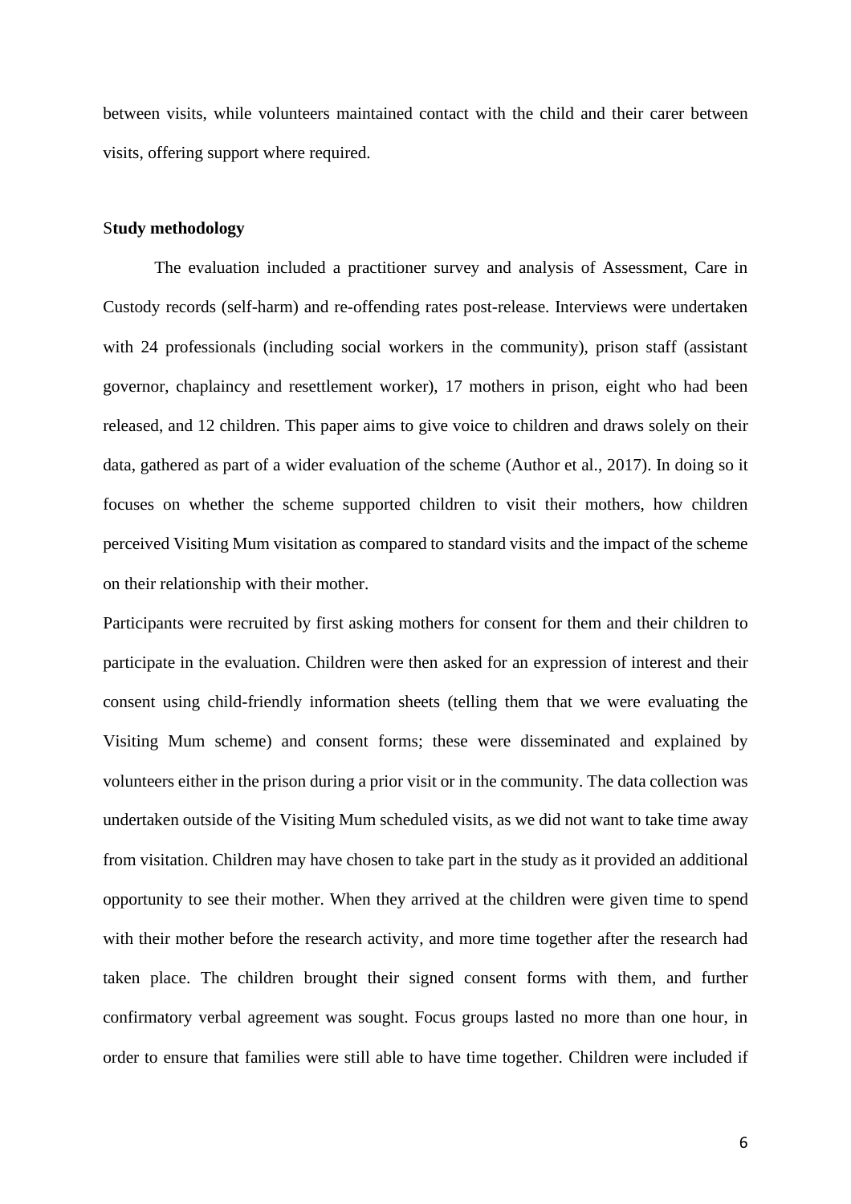between visits, while volunteers maintained contact with the child and their carer between visits, offering support where required.

### Study methodology

The evaluation included a practitioner survey and analysis of Assessment, Care in Custody records (self-harm) and re-offending rates post-release. Interviews were undertaken with 24 professionals (including social workers in the community), prison staff (assistant governor, chaplaincy and resettlement worker), 17 mothers in prison, eight who had been released, and 12 children. This paper aims to give voice to children and draws solely on their data, gathered as part of a wider evaluation of the scheme (Author et al., 2017). In doing so it focuses on whether the scheme supported children to visit their mothers, how children perceived Visiting Mum visitation as compared to standard visits and the impact of the scheme on their relationship with their mother.

Participants were recruited by first asking mothers for consent for them and their children to participate in the evaluation. Children were then asked for an expression of interest and their consent using child-friendly information sheets (telling them that we were evaluating the Visiting Mum scheme) and consent forms; these were disseminated and explained by volunteers either in the prison during a prior visit or in the community. The data collection was undertaken outside of the Visiting Mum scheduled visits, as we did not want to take time away from visitation. Children may have chosen to take part in the study as it provided an additional opportunity to see their mother. When they arrived at the children were given time to spend with their mother before the research activity, and more time together after the research had taken place. The children brought their signed consent forms with them, and further confirmatory verbal agreement was sought. Focus groups lasted no more than one hour, in order to ensure that families were still able to have time together. Children were included if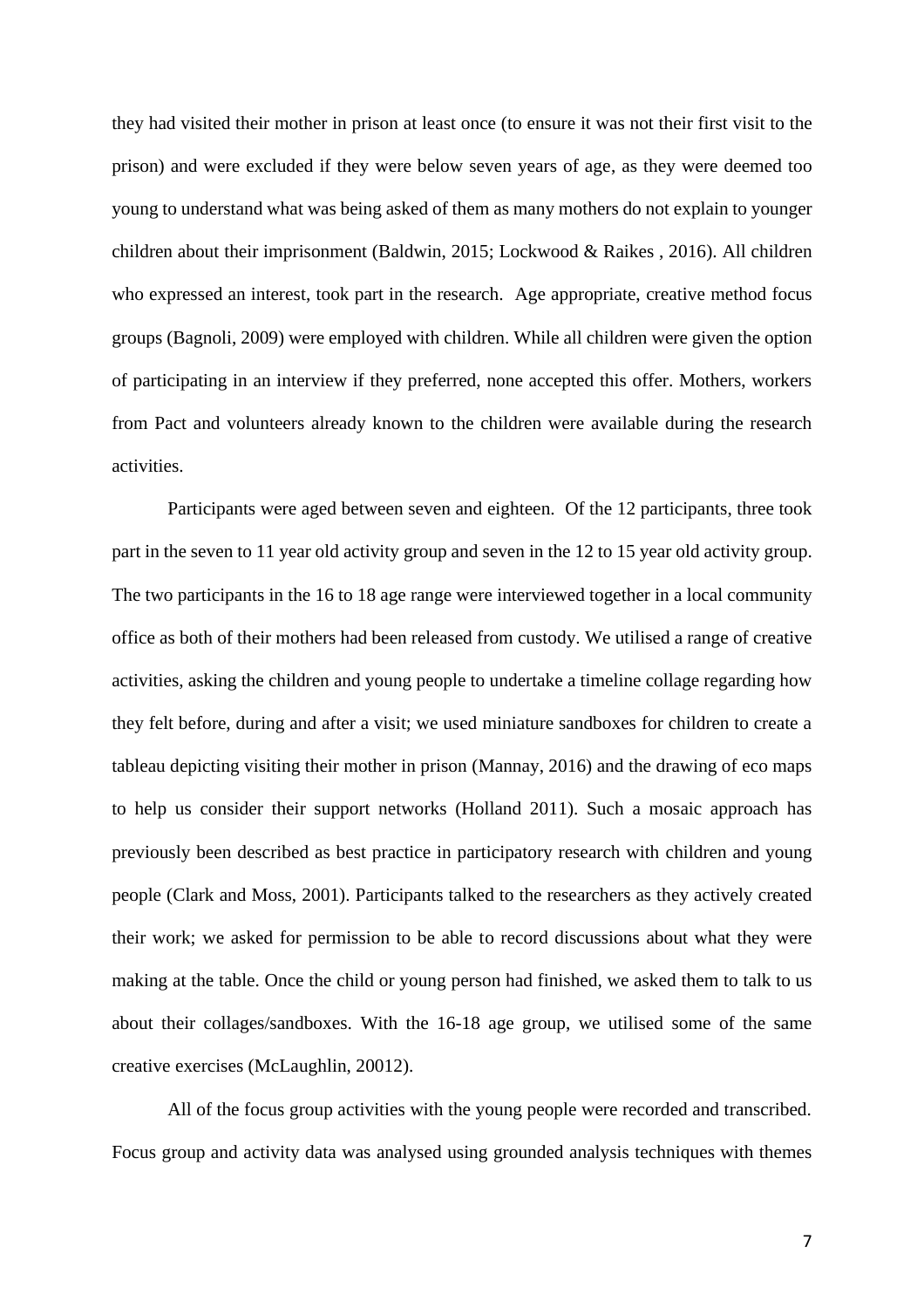they had visited their mother in prison at least once (to ensure it was not their first visit to the prison) and were excluded if they were below seven years of age, as they were deemed too young to understand what was being asked of them as many mothers do not explain to younger children about their imprisonment (Baldwin, 2015; Lockwood & Raikes , 2016). All children who expressed an interest, took part in the research. Age appropriate, creative method focus groups (Bagnoli, 2009) were employed with children. While all children were given the option of participating in an interview if they preferred, none accepted this offer. Mothers, workers from Pact and volunteers already known to the children were available during the research activities.

Participants were aged between seven and eighteen. Of the 12 participants, three took part in the seven to 11 year old activity group and seven in the 12 to 15 year old activity group. The two participants in the 16 to 18 age range were interviewed together in a local community office as both of their mothers had been released from custody. We utilised a range of creative activities, asking the children and young people to undertake a timeline collage regarding how they felt before, during and after a visit; we used miniature sandboxes for children to create a tableau depicting visiting their mother in prison (Mannay, 2016) and the drawing of eco maps to help us consider their support networks (Holland 2011). Such a mosaic approach has previously been described as best practice in participatory research with children and young people (Clark and Moss, 2001). Participants talked to the researchers as they actively created their work; we asked for permission to be able to record discussions about what they were making at the table. Once the child or young person had finished, we asked them to talk to us about their collages/sandboxes. With the 16-18 age group, we utilised some of the same creative exercises (McLaughlin, 20012).

All of the focus group activities with the young people were recorded and transcribed. Focus group and activity data was analysed using grounded analysis techniques with themes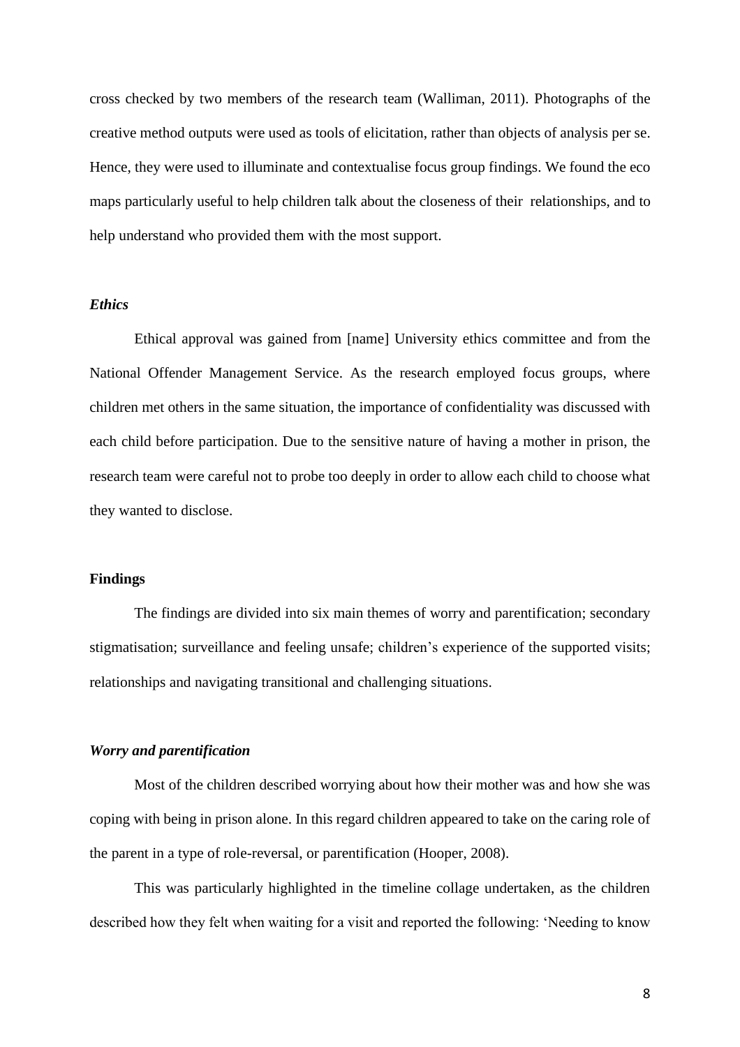cross checked by two members of the research team (Walliman, 2011). Photographs of the creative method outputs were used as tools of elicitation, rather than objects of analysis per se. Hence, they were used to illuminate and contextualise focus group findings. We found the eco maps particularly useful to help children talk about the closeness of their relationships, and to help understand who provided them with the most support.

### *Ethics*

Ethical approval was gained from [name] University ethics committee and from the National Offender Management Service. As the research employed focus groups, where children met others in the same situation, the importance of confidentiality was discussed with each child before participation. Due to the sensitive nature of having a mother in prison, the research team were careful not to probe too deeply in order to allow each child to choose what they wanted to disclose.

## Findings

The findings are divided into six main themes of worry and parentification; secondary stigmatisation; surveillance and feeling unsafe; children's experience of the supported visits; relationships and navigating transitional and challenging situations.

### *Worry and parentification*

Most of the children described worrying about how their mother was and how she was coping with being in prison alone. In this regard children appeared to take on the caring role of the parent in a type of role-reversal, or parentification (Hooper, 2008).

This was particularly highlighted in the timeline collage undertaken, as the children described how they felt when waiting for a visit and reported the following: 'Needing to know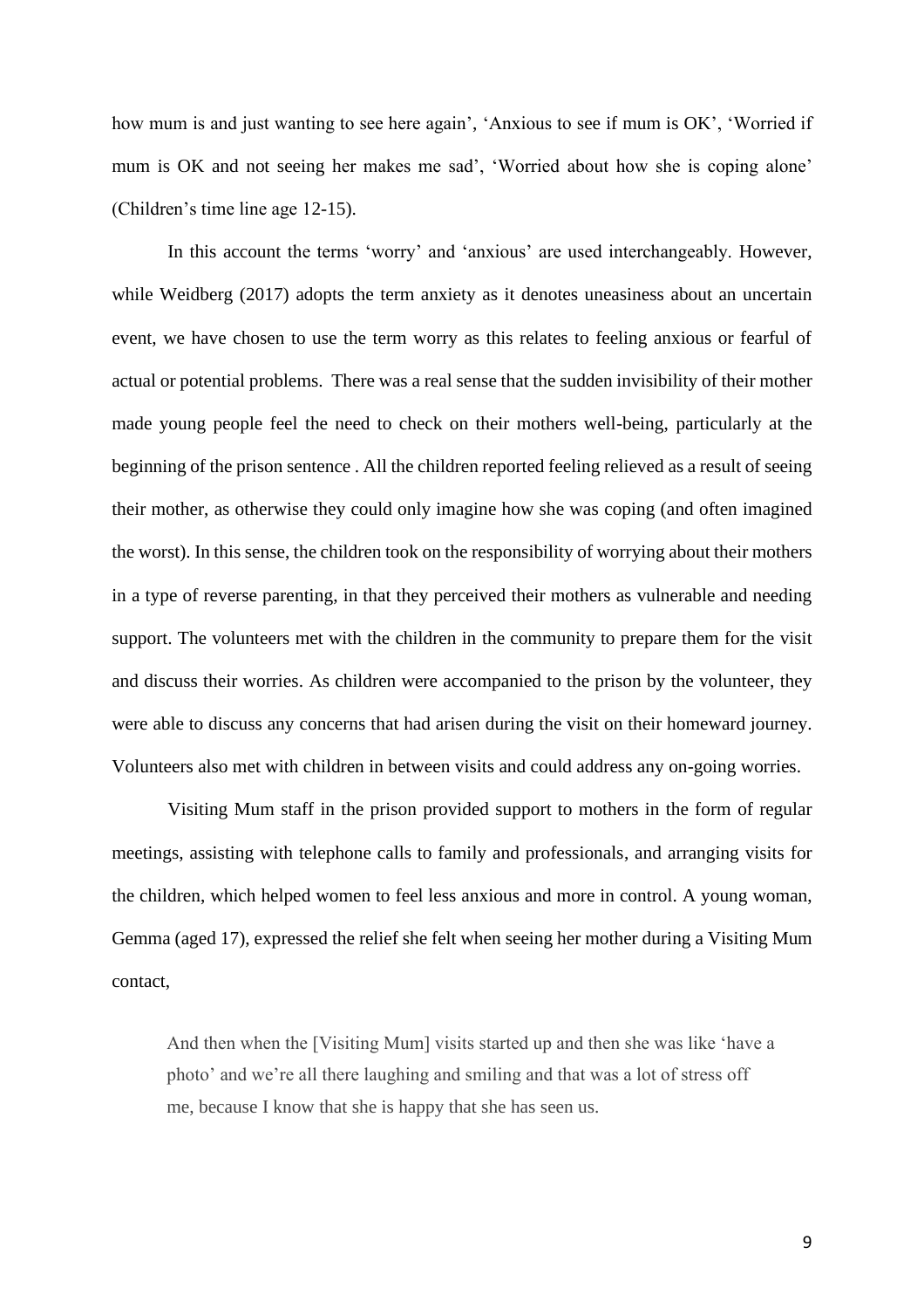how mum is and just wanting to see here again', 'Anxious to see if mum is OK', 'Worried if mum is OK and not seeing her makes me sad', 'Worried about how she is coping alone' (Children's time line age 12-15).

In this account the terms 'worry' and 'anxious' are used interchangeably. However, while Weidberg (2017) adopts the term anxiety as it denotes uneasiness about an uncertain event, we have chosen to use the term worry as this relates to feeling anxious or fearful of actual or potential problems. There was a real sense that the sudden invisibility of their mother made young people feel the need to check on their mothers well-being, particularly at the beginning of the prison sentence . All the children reported feeling relieved as a result of seeing their mother, as otherwise they could only imagine how she was coping (and often imagined the worst). In this sense, the children took on the responsibility of worrying about their mothers in a type of reverse parenting, in that they perceived their mothers as vulnerable and needing support. The volunteers met with the children in the community to prepare them for the visit and discuss their worries. As children were accompanied to the prison by the volunteer, they were able to discuss any concerns that had arisen during the visit on their homeward journey. Volunteers also met with children in between visits and could address any on-going worries.

Visiting Mum staff in the prison provided support to mothers in the form of regular meetings, assisting with telephone calls to family and professionals, and arranging visits for the children, which helped women to feel less anxious and more in control. A young woman, Gemma (aged 17), expressed the relief she felt when seeing her mother during a Visiting Mum contact,

> And then when the [Visiting Mum] visits started up and then she was like 'have a photo' and we're all there laughing and smiling and that was a lot of stress off me, because I know that she is happy that she has seen us.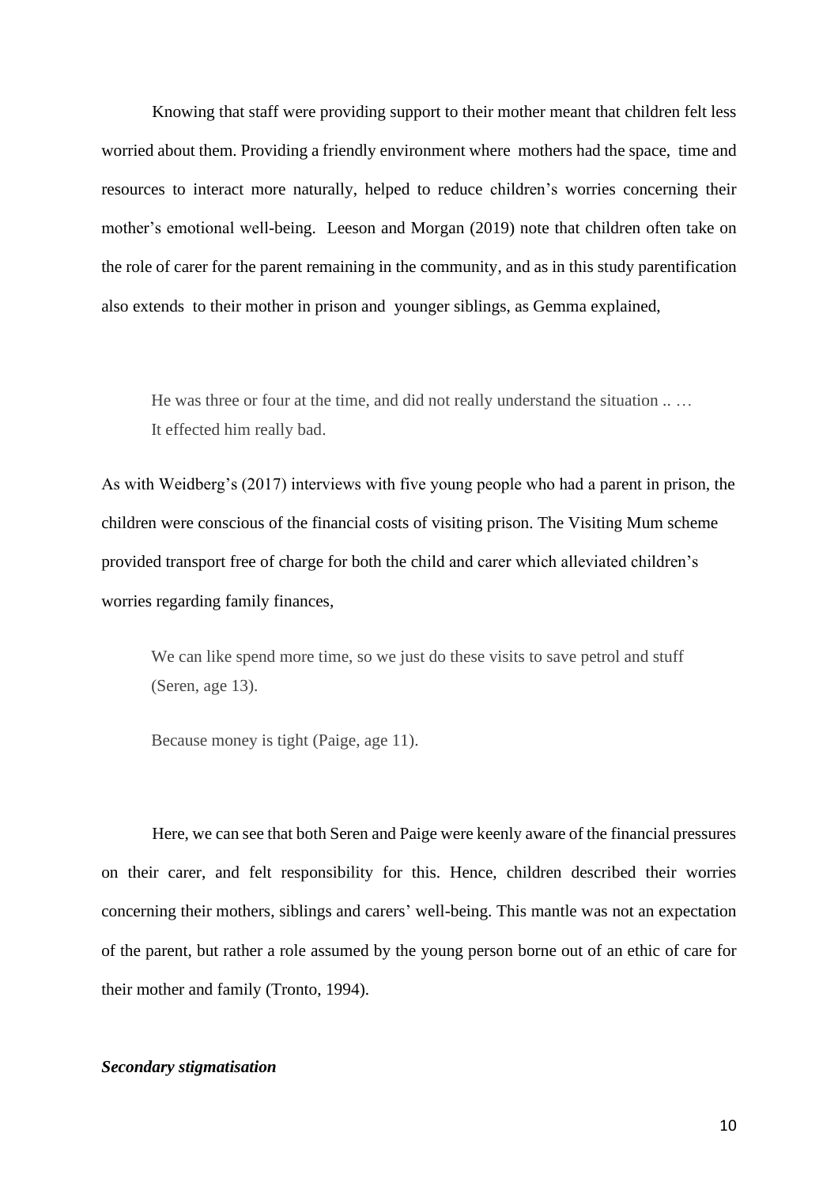Knowing that staff were providing support to their mother meant that children felt less worried about them. Providing a friendly environment where mothers had the space, time and resources to interact more naturally, helped to reduce children's worries concerning their mother's emotional well-being. Leeson and Morgan (2019) note that children often take on the role of carer for the parent remaining in the community, and as in this study parentification also extends to their mother in prison and younger siblings, as Gemma explained,

> He was three or four at the time, and did not really understand the situation .. …
> It effected him really bad.

As with Weidberg's (2017) interviews with five young people who had a parent in prison, the children were conscious of the financial costs of visiting prison. The Visiting Mum scheme provided transport free of charge for both the child and carer which alleviated children's worries regarding family finances,

> We can like spend more time, so we just do these visits to save petrol and stuff (Seren, age 13).

> Because money is tight (Paige, age 11).

Here, we can see that both Seren and Paige were keenly aware of the financial pressures on their carer, and felt responsibility for this. Hence, children described their worries concerning their mothers, siblings and carers' well-being. This mantle was not an expectation of the parent, but rather a role assumed by the young person borne out of an ethic of care for their mother and family (Tronto, 1994).

***Secondary stigmatisation***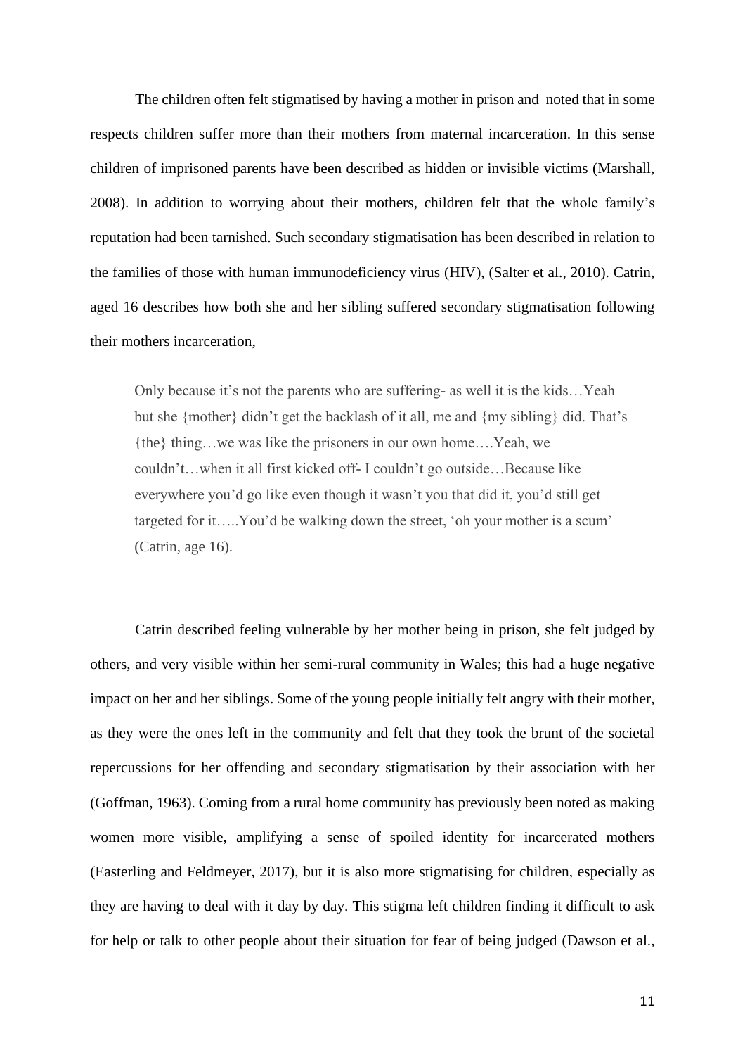The children often felt stigmatised by having a mother in prison and noted that in some respects children suffer more than their mothers from maternal incarceration. In this sense children of imprisoned parents have been described as hidden or invisible victims (Marshall, 2008). In addition to worrying about their mothers, children felt that the whole family's reputation had been tarnished. Such secondary stigmatisation has been described in relation to the families of those with human immunodeficiency virus (HIV), (Salter et al., 2010). Catrin, aged 16 describes how both she and her sibling suffered secondary stigmatisation following their mothers incarceration,

> Only because it's not the parents who are suffering- as well it is the kids…Yeah but she {mother} didn't get the backlash of it all, me and {my sibling} did. That's {the} thing…we was like the prisoners in our own home….Yeah, we couldn't…when it all first kicked off- I couldn't go outside…Because like everywhere you'd go like even though it wasn't you that did it, you'd still get targeted for it…..You'd be walking down the street, 'oh your mother is a scum' (Catrin, age 16).

Catrin described feeling vulnerable by her mother being in prison, she felt judged by others, and very visible within her semi-rural community in Wales; this had a huge negative impact on her and her siblings. Some of the young people initially felt angry with their mother, as they were the ones left in the community and felt that they took the brunt of the societal repercussions for her offending and secondary stigmatisation by their association with her (Goffman, 1963). Coming from a rural home community has previously been noted as making women more visible, amplifying a sense of spoiled identity for incarcerated mothers (Easterling and Feldmeyer, 2017), but it is also more stigmatising for children, especially as they are having to deal with it day by day. This stigma left children finding it difficult to ask for help or talk to other people about their situation for fear of being judged (Dawson et al.,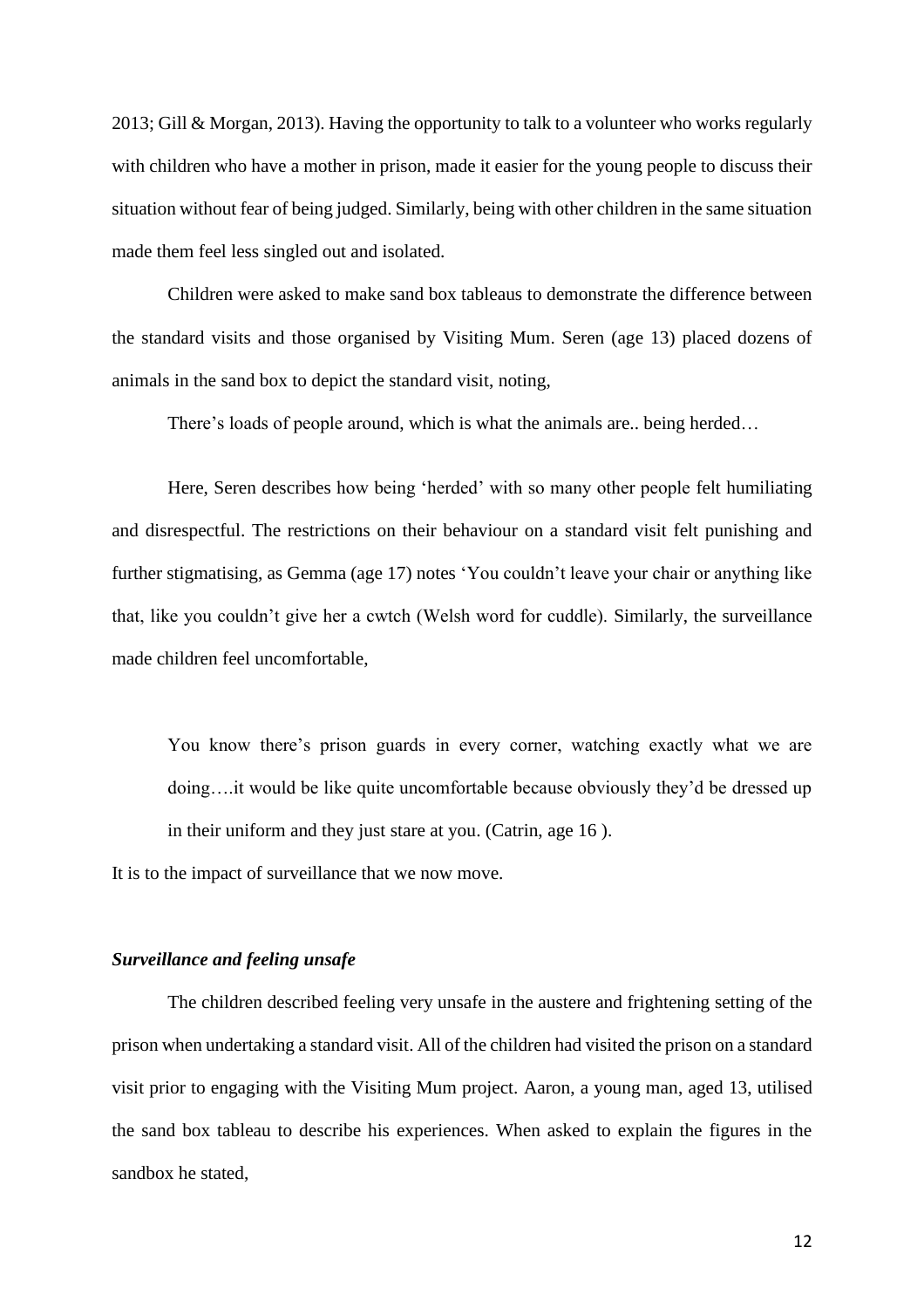2013; Gill & Morgan, 2013). Having the opportunity to talk to a volunteer who works regularly with children who have a mother in prison, made it easier for the young people to discuss their situation without fear of being judged. Similarly, being with other children in the same situation made them feel less singled out and isolated.

Children were asked to make sand box tableaus to demonstrate the difference between the standard visits and those organised by Visiting Mum. Seren (age 13) placed dozens of animals in the sand box to depict the standard visit, noting,

> There's loads of people around, which is what the animals are.. being herded…

Here, Seren describes how being 'herded' with so many other people felt humiliating and disrespectful. The restrictions on their behaviour on a standard visit felt punishing and further stigmatising, as Gemma (age 17) notes 'You couldn't leave your chair or anything like that, like you couldn't give her a cwtch (Welsh word for cuddle). Similarly, the surveillance made children feel uncomfortable,

> You know there's prison guards in every corner, watching exactly what we are doing….it would be like quite uncomfortable because obviously they'd be dressed up in their uniform and they just stare at you. (Catrin, age 16 ).

It is to the impact of surveillance that we now move.

### *Surveillance and feeling unsafe*

The children described feeling very unsafe in the austere and frightening setting of the prison when undertaking a standard visit. All of the children had visited the prison on a standard visit prior to engaging with the Visiting Mum project. Aaron, a young man, aged 13, utilised the sand box tableau to describe his experiences. When asked to explain the figures in the sandbox he stated,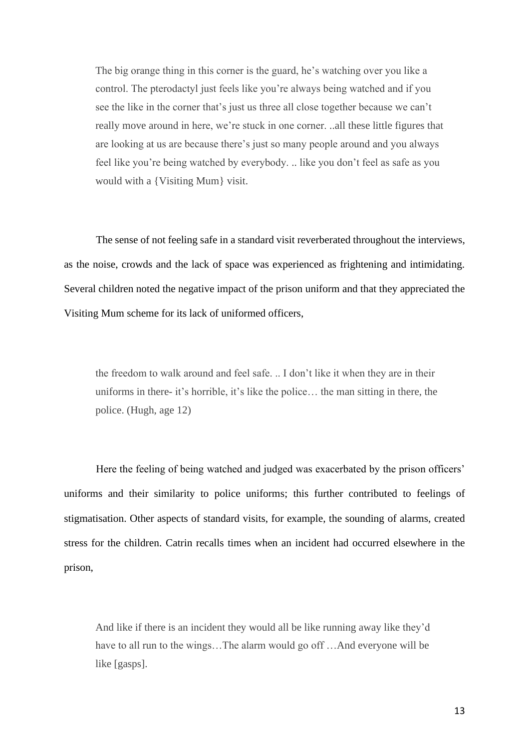> The big orange thing in this corner is the guard, he's watching over you like a control. The pterodactyl just feels like you're always being watched and if you see the like in the corner that's just us three all close together because we can't really move around in here, we're stuck in one corner. ..all these little figures that are looking at us are because there's just so many people around and you always feel like you're being watched by everybody. .. like you don't feel as safe as you would with a {Visiting Mum} visit.

The sense of not feeling safe in a standard visit reverberated throughout the interviews, as the noise, crowds and the lack of space was experienced as frightening and intimidating. Several children noted the negative impact of the prison uniform and that they appreciated the Visiting Mum scheme for its lack of uniformed officers,

> the freedom to walk around and feel safe. .. I don't like it when they are in their uniforms in there- it's horrible, it's like the police… the man sitting in there, the police. (Hugh, age 12)

Here the feeling of being watched and judged was exacerbated by the prison officers' uniforms and their similarity to police uniforms; this further contributed to feelings of stigmatisation. Other aspects of standard visits, for example, the sounding of alarms, created stress for the children. Catrin recalls times when an incident had occurred elsewhere in the prison,

> And like if there is an incident they would all be like running away like they'd have to all run to the wings…The alarm would go off …And everyone will be like [gasps].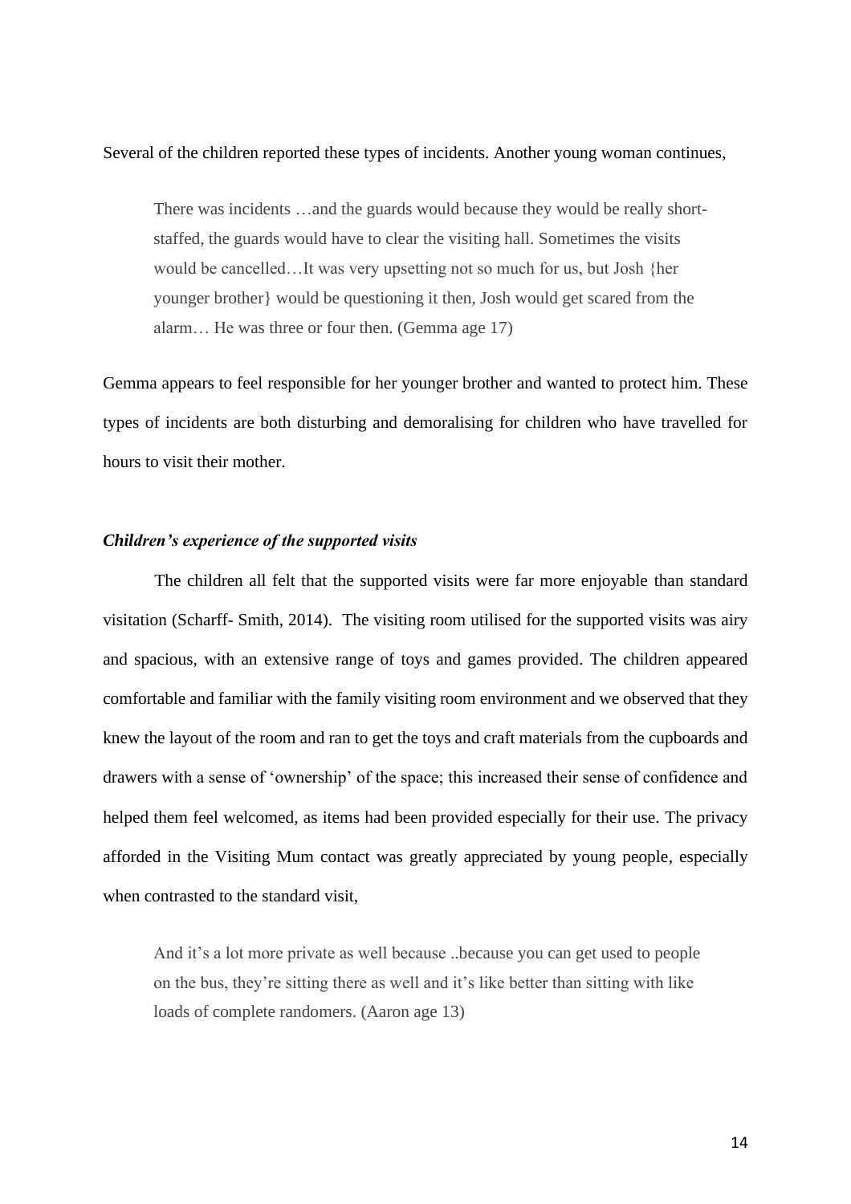Several of the children reported these types of incidents. Another young woman continues,

> There was incidents …and the guards would because they would be really short-staffed, the guards would have to clear the visiting hall. Sometimes the visits would be cancelled…It was very upsetting not so much for us, but Josh {her younger brother} would be questioning it then, Josh would get scared from the alarm… He was three or four then. (Gemma age 17)

Gemma appears to feel responsible for her younger brother and wanted to protect him. These types of incidents are both disturbing and demoralising for children who have travelled for hours to visit their mother.

#### *Children's experience of the supported visits*

The children all felt that the supported visits were far more enjoyable than standard visitation (Scharff- Smith, 2014). The visiting room utilised for the supported visits was airy and spacious, with an extensive range of toys and games provided. The children appeared comfortable and familiar with the family visiting room environment and we observed that they knew the layout of the room and ran to get the toys and craft materials from the cupboards and drawers with a sense of 'ownership' of the space; this increased their sense of confidence and helped them feel welcomed, as items had been provided especially for their use. The privacy afforded in the Visiting Mum contact was greatly appreciated by young people, especially when contrasted to the standard visit,

> And it's a lot more private as well because ..because you can get used to people on the bus, they're sitting there as well and it's like better than sitting with like loads of complete randomers. (Aaron age 13)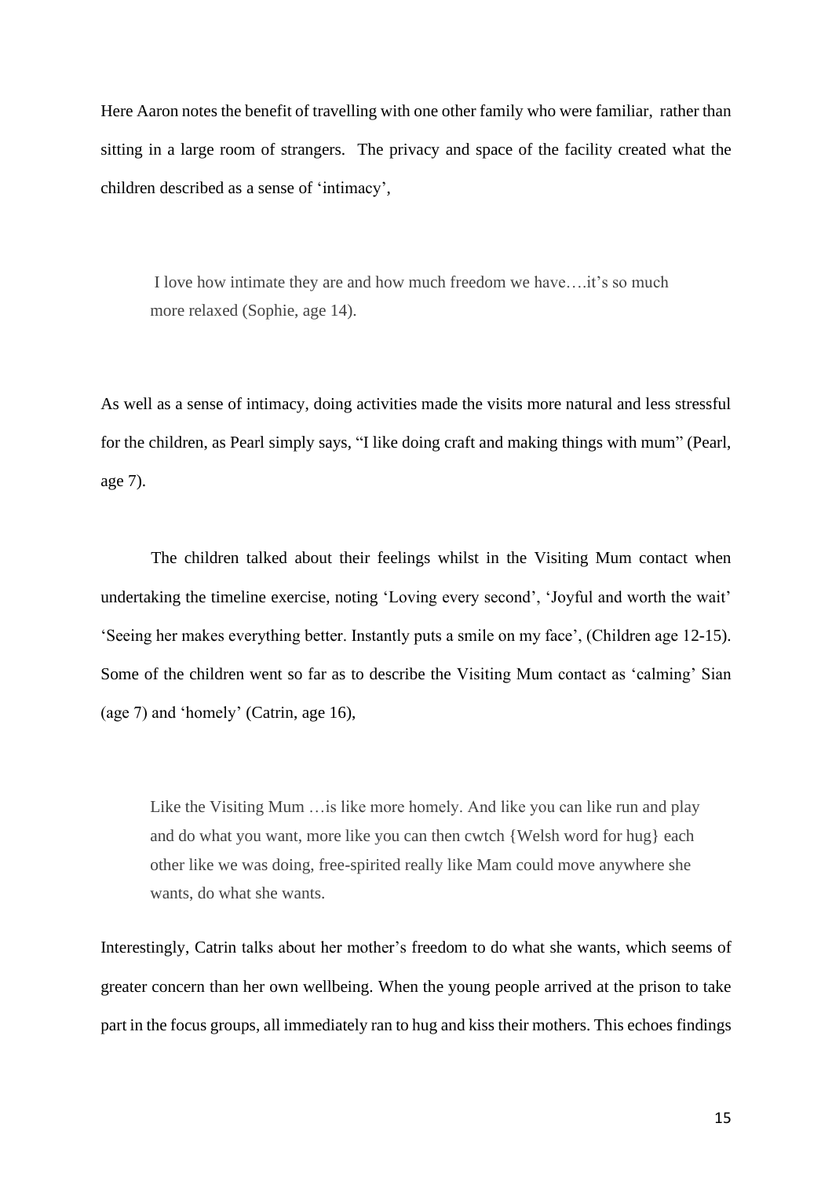Here Aaron notes the benefit of travelling with one other family who were familiar, rather than sitting in a large room of strangers. The privacy and space of the facility created what the children described as a sense of 'intimacy',

> I love how intimate they are and how much freedom we have….it's so much more relaxed (Sophie, age 14).

As well as a sense of intimacy, doing activities made the visits more natural and less stressful for the children, as Pearl simply says, "I like doing craft and making things with mum" (Pearl, age 7).

The children talked about their feelings whilst in the Visiting Mum contact when undertaking the timeline exercise, noting 'Loving every second', 'Joyful and worth the wait' 'Seeing her makes everything better. Instantly puts a smile on my face', (Children age 12-15). Some of the children went so far as to describe the Visiting Mum contact as 'calming' Sian (age 7) and 'homely' (Catrin, age 16),

> Like the Visiting Mum …is like more homely. And like you can like run and play and do what you want, more like you can then cwtch {Welsh word for hug} each other like we was doing, free-spirited really like Mam could move anywhere she wants, do what she wants.

Interestingly, Catrin talks about her mother's freedom to do what she wants, which seems of greater concern than her own wellbeing. When the young people arrived at the prison to take part in the focus groups, all immediately ran to hug and kiss their mothers. This echoes findings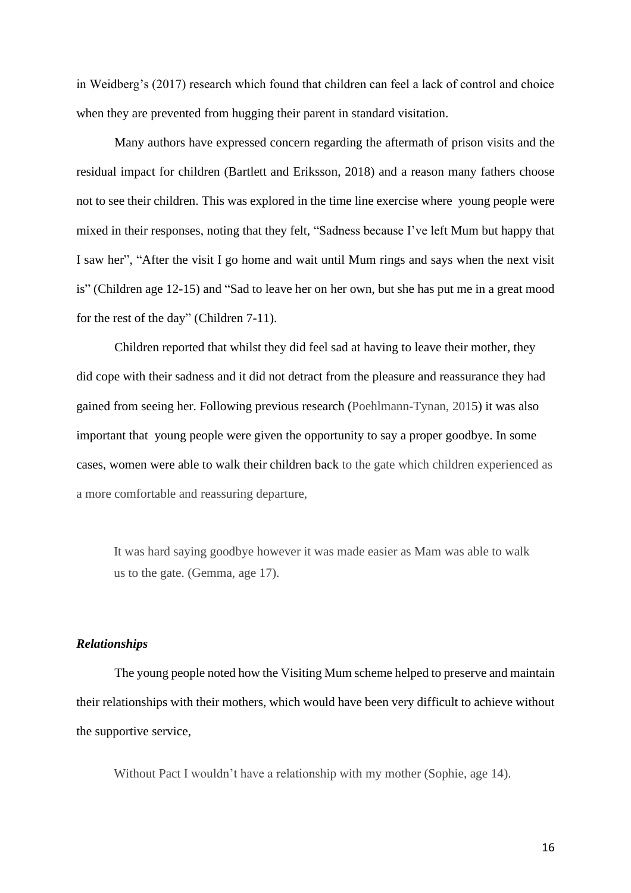in Weidberg's (2017) research which found that children can feel a lack of control and choice when they are prevented from hugging their parent in standard visitation.

Many authors have expressed concern regarding the aftermath of prison visits and the residual impact for children (Bartlett and Eriksson, 2018) and a reason many fathers choose not to see their children. This was explored in the time line exercise where young people were mixed in their responses, noting that they felt, "Sadness because I've left Mum but happy that I saw her", "After the visit I go home and wait until Mum rings and says when the next visit is" (Children age 12-15) and "Sad to leave her on her own, but she has put me in a great mood for the rest of the day" (Children 7-11).

Children reported that whilst they did feel sad at having to leave their mother, they did cope with their sadness and it did not detract from the pleasure and reassurance they had gained from seeing her. Following previous research (Poehlmann-Tynan, 2015) it was also important that young people were given the opportunity to say a proper goodbye. In some cases, women were able to walk their children back to the gate which children experienced as a more comfortable and reassuring departure,

> It was hard saying goodbye however it was made easier as Mam was able to walk us to the gate. (Gemma, age 17).

### *Relationships*

The young people noted how the Visiting Mum scheme helped to preserve and maintain their relationships with their mothers, which would have been very difficult to achieve without the supportive service,

> Without Pact I wouldn't have a relationship with my mother (Sophie, age 14).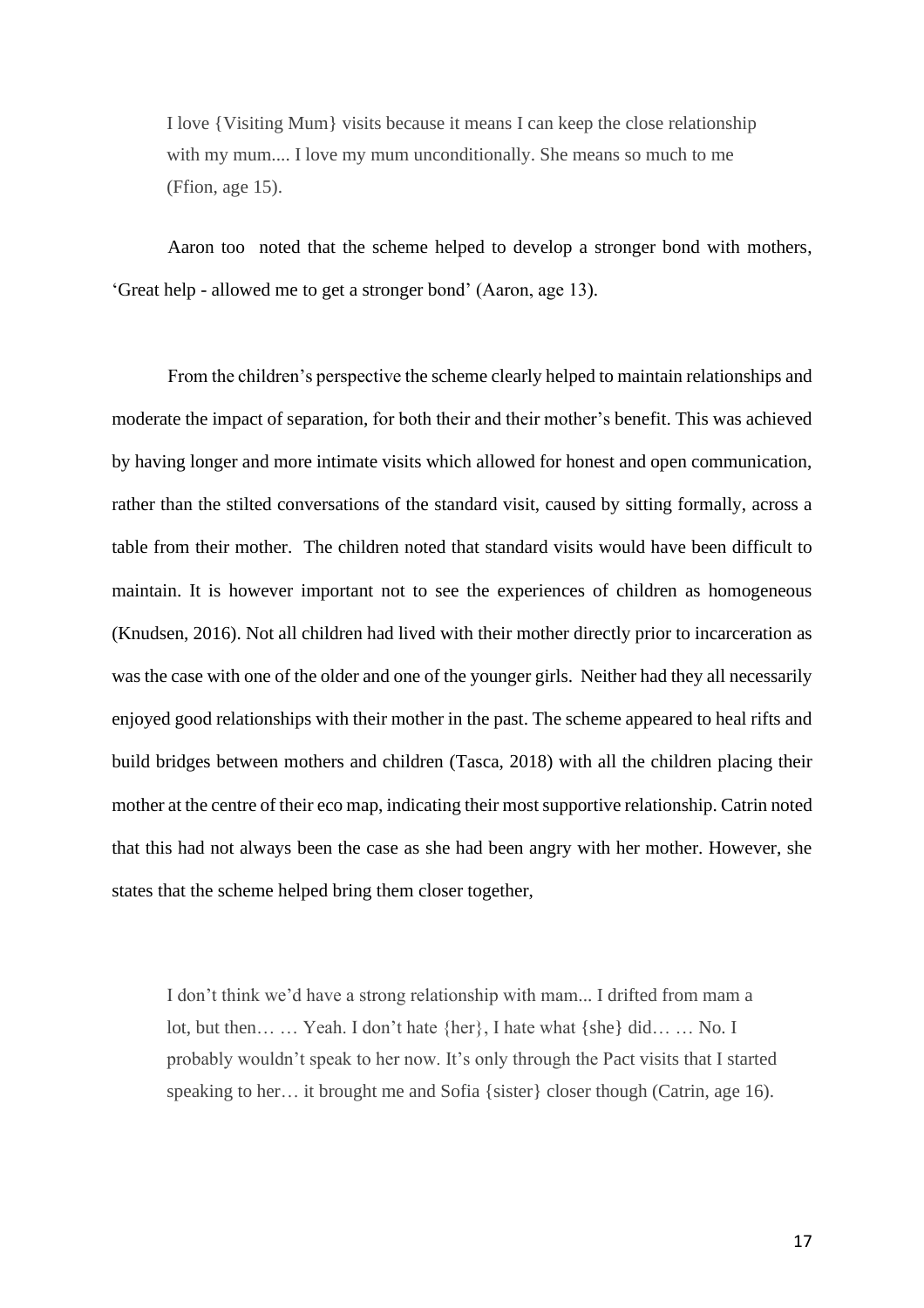> I love {Visiting Mum} visits because it means I can keep the close relationship with my mum.... I love my mum unconditionally. She means so much to me (Ffion, age 15).

Aaron too noted that the scheme helped to develop a stronger bond with mothers, 'Great help - allowed me to get a stronger bond' (Aaron, age 13).

From the children's perspective the scheme clearly helped to maintain relationships and moderate the impact of separation, for both their and their mother's benefit. This was achieved by having longer and more intimate visits which allowed for honest and open communication, rather than the stilted conversations of the standard visit, caused by sitting formally, across a table from their mother. The children noted that standard visits would have been difficult to maintain. It is however important not to see the experiences of children as homogeneous (Knudsen, 2016). Not all children had lived with their mother directly prior to incarceration as was the case with one of the older and one of the younger girls. Neither had they all necessarily enjoyed good relationships with their mother in the past. The scheme appeared to heal rifts and build bridges between mothers and children (Tasca, 2018) with all the children placing their mother at the centre of their eco map, indicating their most supportive relationship. Catrin noted that this had not always been the case as she had been angry with her mother. However, she states that the scheme helped bring them closer together,

> I don't think we'd have a strong relationship with mam... I drifted from mam a lot, but then… … Yeah. I don't hate {her}, I hate what {she} did… … No. I probably wouldn't speak to her now. It's only through the Pact visits that I started speaking to her… it brought me and Sofia {sister} closer though (Catrin, age 16).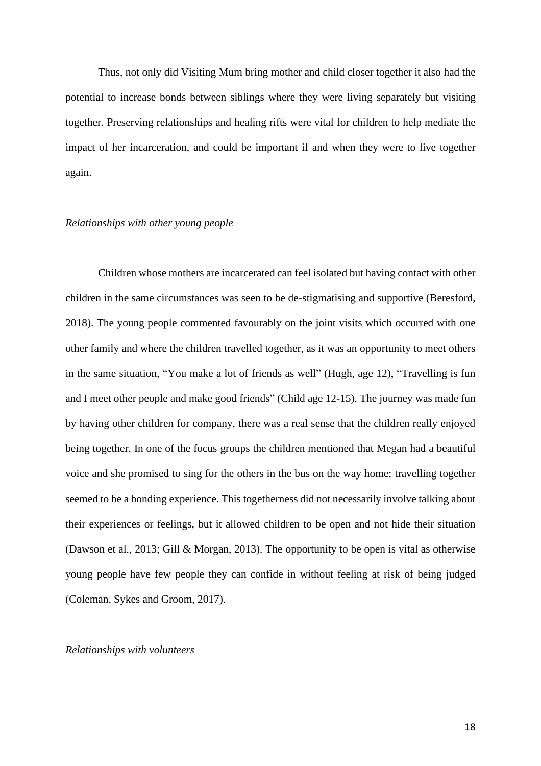Thus, not only did Visiting Mum bring mother and child closer together it also had the potential to increase bonds between siblings where they were living separately but visiting together. Preserving relationships and healing rifts were vital for children to help mediate the impact of her incarceration, and could be important if and when they were to live together again.

*Relationships with other young people*

Children whose mothers are incarcerated can feel isolated but having contact with other children in the same circumstances was seen to be de-stigmatising and supportive (Beresford, 2018). The young people commented favourably on the joint visits which occurred with one other family and where the children travelled together, as it was an opportunity to meet others in the same situation, "You make a lot of friends as well" (Hugh, age 12), "Travelling is fun and I meet other people and make good friends" (Child age 12-15). The journey was made fun by having other children for company, there was a real sense that the children really enjoyed being together. In one of the focus groups the children mentioned that Megan had a beautiful voice and she promised to sing for the others in the bus on the way home; travelling together seemed to be a bonding experience. This togetherness did not necessarily involve talking about their experiences or feelings, but it allowed children to be open and not hide their situation (Dawson et al., 2013; Gill & Morgan, 2013). The opportunity to be open is vital as otherwise young people have few people they can confide in without feeling at risk of being judged (Coleman, Sykes and Groom, 2017).

*Relationships with volunteers*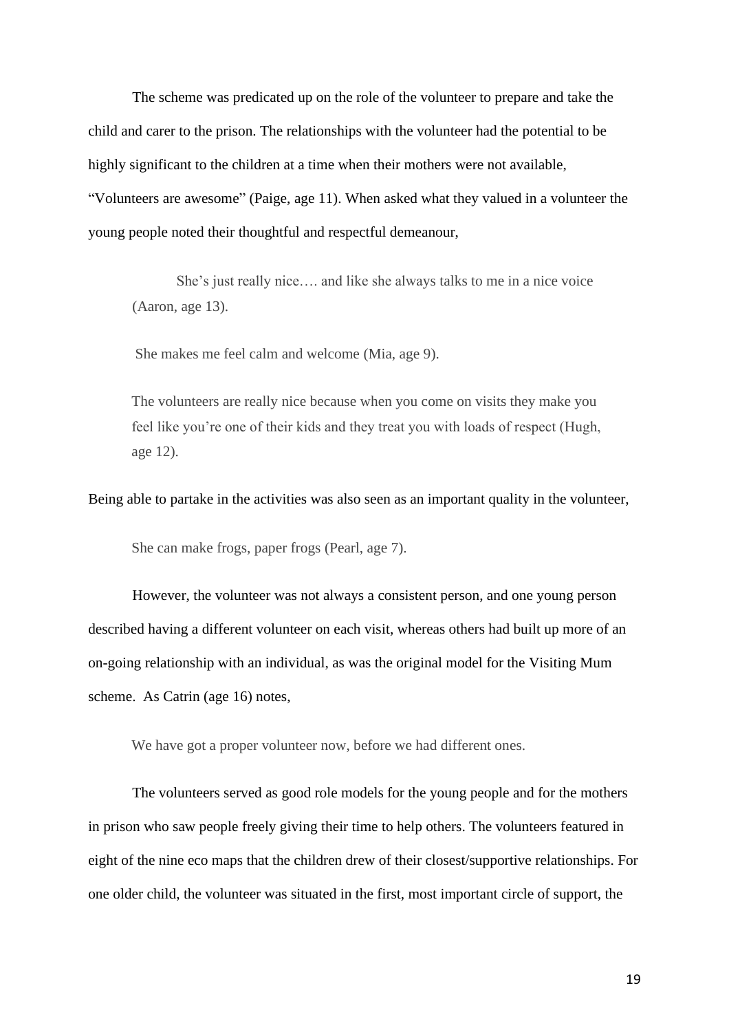The scheme was predicated up on the role of the volunteer to prepare and take the child and carer to the prison. The relationships with the volunteer had the potential to be highly significant to the children at a time when their mothers were not available, "Volunteers are awesome" (Paige, age 11). When asked what they valued in a volunteer the young people noted their thoughtful and respectful demeanour,

> She's just really nice…. and like she always talks to me in a nice voice (Aaron, age 13).

> She makes me feel calm and welcome (Mia, age 9).

> The volunteers are really nice because when you come on visits they make you feel like you're one of their kids and they treat you with loads of respect (Hugh, age 12).

Being able to partake in the activities was also seen as an important quality in the volunteer,

> She can make frogs, paper frogs (Pearl, age 7).

However, the volunteer was not always a consistent person, and one young person described having a different volunteer on each visit, whereas others had built up more of an on-going relationship with an individual, as was the original model for the Visiting Mum scheme. As Catrin (age 16) notes,

> We have got a proper volunteer now, before we had different ones.

The volunteers served as good role models for the young people and for the mothers in prison who saw people freely giving their time to help others. The volunteers featured in eight of the nine eco maps that the children drew of their closest/supportive relationships. For one older child, the volunteer was situated in the first, most important circle of support, the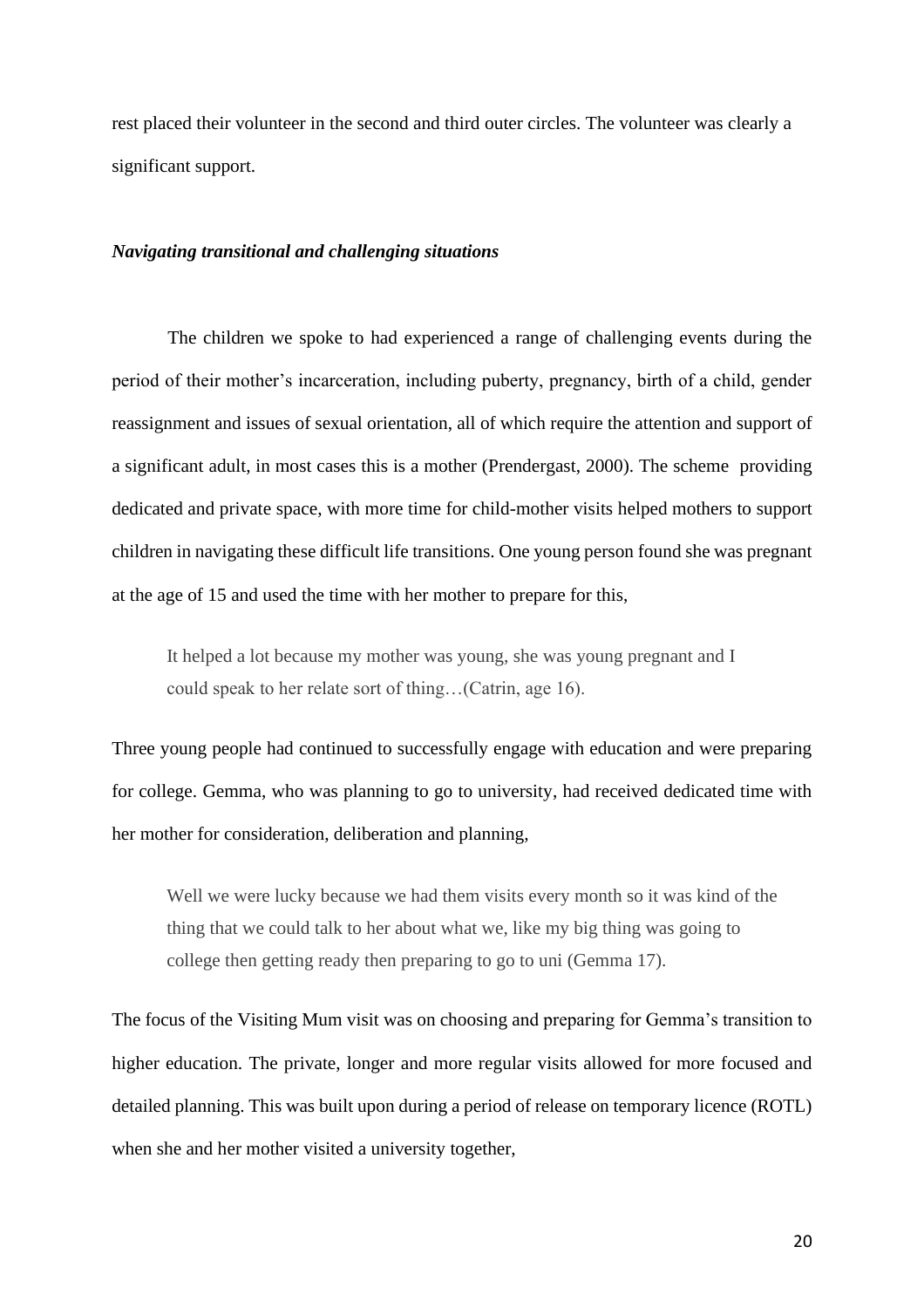rest placed their volunteer in the second and third outer circles. The volunteer was clearly a significant support.

***Navigating transitional and challenging situations***

The children we spoke to had experienced a range of challenging events during the period of their mother's incarceration, including puberty, pregnancy, birth of a child, gender reassignment and issues of sexual orientation, all of which require the attention and support of a significant adult, in most cases this is a mother (Prendergast, 2000). The scheme providing dedicated and private space, with more time for child-mother visits helped mothers to support children in navigating these difficult life transitions. One young person found she was pregnant at the age of 15 and used the time with her mother to prepare for this,

> It helped a lot because my mother was young, she was young pregnant and I could speak to her relate sort of thing…(Catrin, age 16).

Three young people had continued to successfully engage with education and were preparing for college. Gemma, who was planning to go to university, had received dedicated time with her mother for consideration, deliberation and planning,

> Well we were lucky because we had them visits every month so it was kind of the thing that we could talk to her about what we, like my big thing was going to college then getting ready then preparing to go to uni (Gemma 17).

The focus of the Visiting Mum visit was on choosing and preparing for Gemma's transition to higher education. The private, longer and more regular visits allowed for more focused and detailed planning. This was built upon during a period of release on temporary licence (ROTL) when she and her mother visited a university together,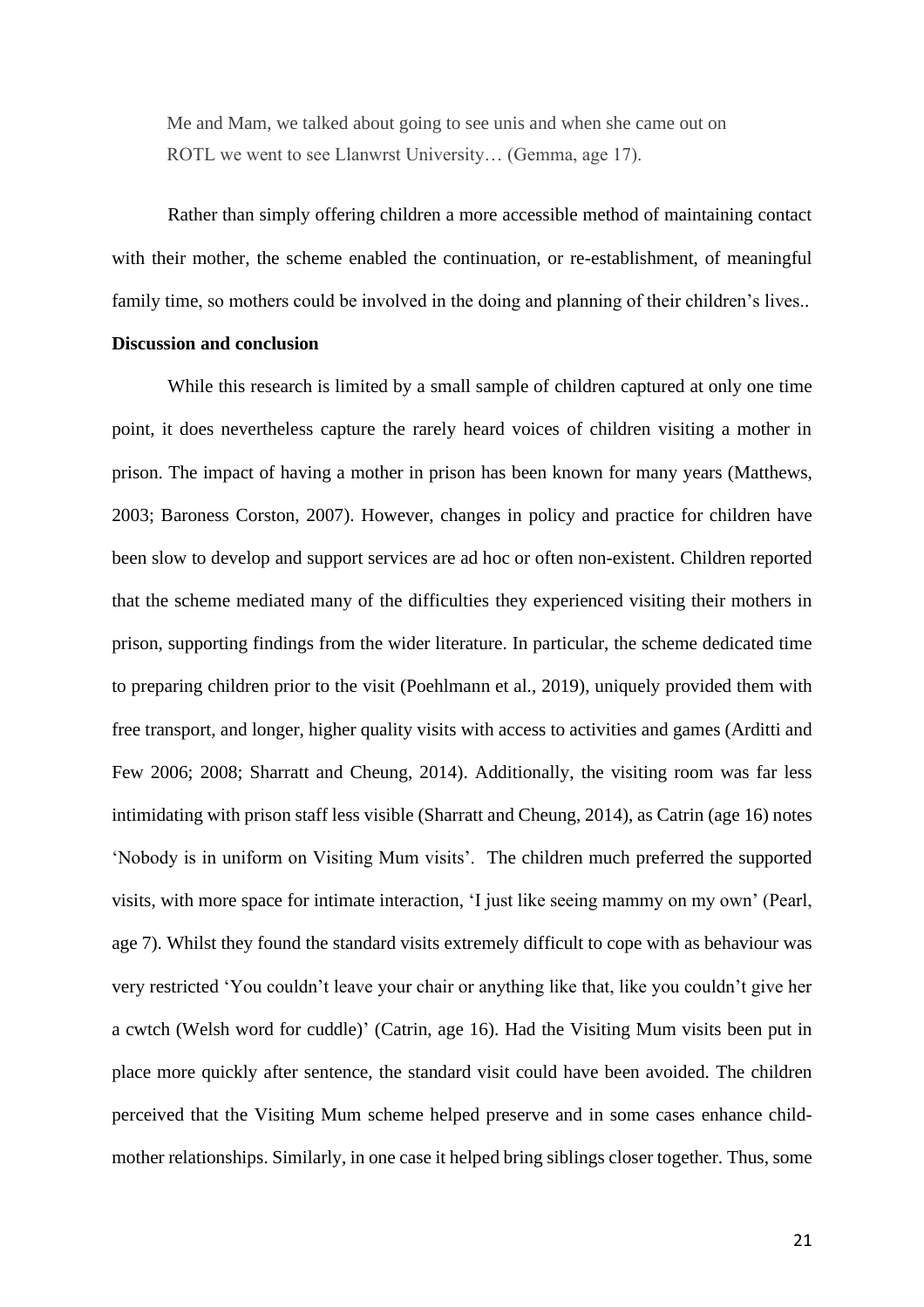> Me and Mam, we talked about going to see unis and when she came out on ROTL we went to see Llanwrst University… (Gemma, age 17).

Rather than simply offering children a more accessible method of maintaining contact with their mother, the scheme enabled the continuation, or re-establishment, of meaningful family time, so mothers could be involved in the doing and planning of their children's lives..

**Discussion and conclusion**

While this research is limited by a small sample of children captured at only one time point, it does nevertheless capture the rarely heard voices of children visiting a mother in prison. The impact of having a mother in prison has been known for many years (Matthews, 2003; Baroness Corston, 2007). However, changes in policy and practice for children have been slow to develop and support services are ad hoc or often non-existent. Children reported that the scheme mediated many of the difficulties they experienced visiting their mothers in prison, supporting findings from the wider literature. In particular, the scheme dedicated time to preparing children prior to the visit (Poehlmann et al., 2019), uniquely provided them with free transport, and longer, higher quality visits with access to activities and games (Arditti and Few 2006; 2008; Sharratt and Cheung, 2014). Additionally, the visiting room was far less intimidating with prison staff less visible (Sharratt and Cheung, 2014), as Catrin (age 16) notes 'Nobody is in uniform on Visiting Mum visits'. The children much preferred the supported visits, with more space for intimate interaction, 'I just like seeing mammy on my own' (Pearl, age 7). Whilst they found the standard visits extremely difficult to cope with as behaviour was very restricted 'You couldn't leave your chair or anything like that, like you couldn't give her a cwtch (Welsh word for cuddle)' (Catrin, age 16). Had the Visiting Mum visits been put in place more quickly after sentence, the standard visit could have been avoided. The children perceived that the Visiting Mum scheme helped preserve and in some cases enhance child-mother relationships. Similarly, in one case it helped bring siblings closer together. Thus, some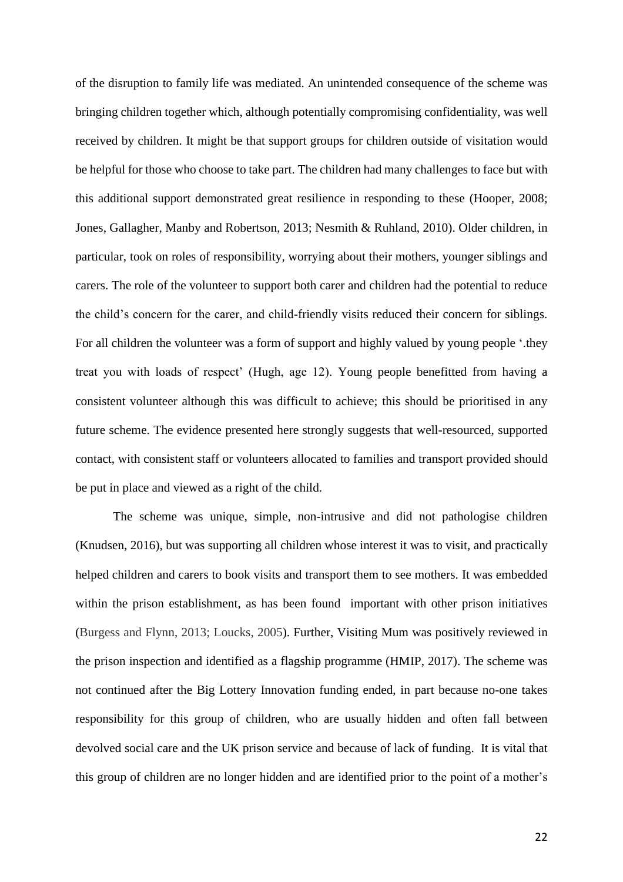of the disruption to family life was mediated. An unintended consequence of the scheme was bringing children together which, although potentially compromising confidentiality, was well received by children. It might be that support groups for children outside of visitation would be helpful for those who choose to take part. The children had many challenges to face but with this additional support demonstrated great resilience in responding to these (Hooper, 2008; Jones, Gallagher, Manby and Robertson, 2013; Nesmith & Ruhland, 2010). Older children, in particular, took on roles of responsibility, worrying about their mothers, younger siblings and carers. The role of the volunteer to support both carer and children had the potential to reduce the child's concern for the carer, and child-friendly visits reduced their concern for siblings. For all children the volunteer was a form of support and highly valued by young people '.they treat you with loads of respect' (Hugh, age 12). Young people benefitted from having a consistent volunteer although this was difficult to achieve; this should be prioritised in any future scheme. The evidence presented here strongly suggests that well-resourced, supported contact, with consistent staff or volunteers allocated to families and transport provided should be put in place and viewed as a right of the child.

The scheme was unique, simple, non-intrusive and did not pathologise children (Knudsen, 2016), but was supporting all children whose interest it was to visit, and practically helped children and carers to book visits and transport them to see mothers. It was embedded within the prison establishment, as has been found important with other prison initiatives (Burgess and Flynn, 2013; Loucks, 2005). Further, Visiting Mum was positively reviewed in the prison inspection and identified as a flagship programme (HMIP, 2017). The scheme was not continued after the Big Lottery Innovation funding ended, in part because no-one takes responsibility for this group of children, who are usually hidden and often fall between devolved social care and the UK prison service and because of lack of funding. It is vital that this group of children are no longer hidden and are identified prior to the point of a mother's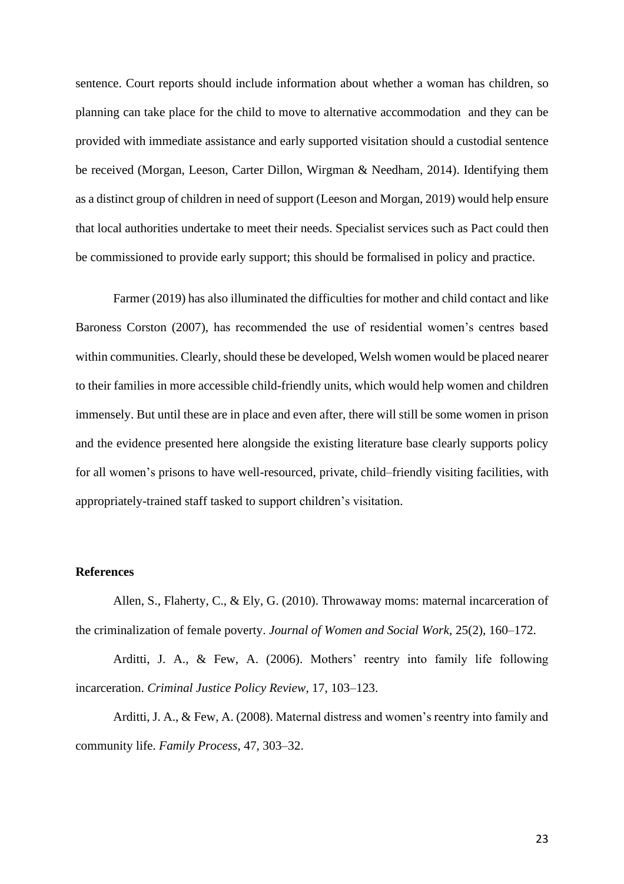sentence. Court reports should include information about whether a woman has children, so planning can take place for the child to move to alternative accommodation and they can be provided with immediate assistance and early supported visitation should a custodial sentence be received (Morgan, Leeson, Carter Dillon, Wirgman & Needham, 2014). Identifying them as a distinct group of children in need of support (Leeson and Morgan, 2019) would help ensure that local authorities undertake to meet their needs. Specialist services such as Pact could then be commissioned to provide early support; this should be formalised in policy and practice.

Farmer (2019) has also illuminated the difficulties for mother and child contact and like Baroness Corston (2007), has recommended the use of residential women's centres based within communities. Clearly, should these be developed, Welsh women would be placed nearer to their families in more accessible child-friendly units, which would help women and children immensely. But until these are in place and even after, there will still be some women in prison and the evidence presented here alongside the existing literature base clearly supports policy for all women's prisons to have well-resourced, private, child–friendly visiting facilities, with appropriately-trained staff tasked to support children's visitation.

**References**

Allen, S., Flaherty, C., & Ely, G. (2010). Throwaway moms: maternal incarceration of the criminalization of female poverty. *Journal of Women and Social Work*, 25(2), 160–172.

Arditti, J. A., & Few, A. (2006). Mothers' reentry into family life following incarceration. *Criminal Justice Policy Review*, 17, 103–123.

Arditti, J. A., & Few, A. (2008). Maternal distress and women's reentry into family and community life. *Family Process*, 47, 303–32.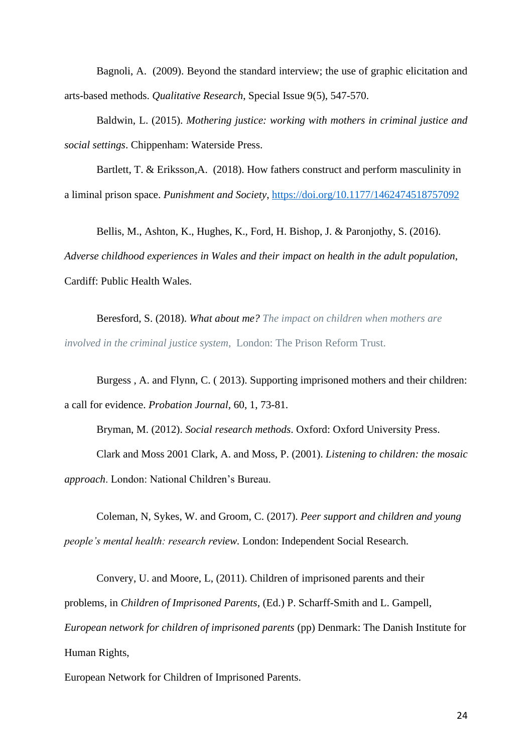Bagnoli, A. (2009). Beyond the standard interview; the use of graphic elicitation and arts-based methods. *Qualitative Research*, Special Issue 9(5), 547-570.

Baldwin, L. (2015). *Mothering justice: working with mothers in criminal justice and social settings*. Chippenham: Waterside Press.

Bartlett, T. & Eriksson,A. (2018). How fathers construct and perform masculinity in a liminal prison space. *Punishment and Society*, https://doi.org/10.1177/1462474518757092

Bellis, M., Ashton, K., Hughes, K., Ford, H. Bishop, J. & Paronjothy, S. (2016). *Adverse childhood experiences in Wales and their impact on health in the adult population*, Cardiff: Public Health Wales.

Beresford, S. (2018). *What about me? The impact on children when mothers are involved in the criminal justice system*, London: The Prison Reform Trust.

Burgess , A. and Flynn, C. ( 2013). Supporting imprisoned mothers and their children: a call for evidence. *Probation Journal*, 60, 1, 73-81.

Bryman, M. (2012). *Social research methods*. Oxford: Oxford University Press.

Clark and Moss 2001 Clark, A. and Moss, P. (2001). *Listening to children: the mosaic approach*. London: National Children's Bureau.

Coleman, N, Sykes, W. and Groom, C. (2017). *Peer support and children and young people's mental health: research review*. London: Independent Social Research.

Convery, U. and Moore, L, (2011). Children of imprisoned parents and their problems, in *Children of Imprisoned Parents*, (Ed.) P. Scharff-Smith and L. Gampell, *European network for children of imprisoned parents* (pp) Denmark: The Danish Institute for Human Rights,

European Network for Children of Imprisoned Parents.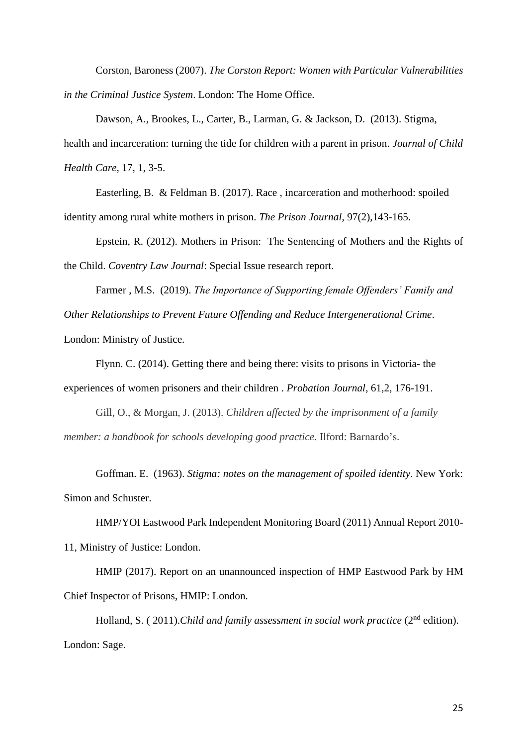Corston, Baroness (2007). *The Corston Report: Women with Particular Vulnerabilities in the Criminal Justice System*. London: The Home Office.

Dawson, A., Brookes, L., Carter, B., Larman, G. & Jackson, D. (2013). Stigma, health and incarceration: turning the tide for children with a parent in prison. *Journal of Child Health Care*, 17, 1, 3-5.

Easterling, B. & Feldman B. (2017). Race , incarceration and motherhood: spoiled identity among rural white mothers in prison. *The Prison Journal*, 97(2),143-165.

Epstein, R. (2012). Mothers in Prison: The Sentencing of Mothers and the Rights of the Child. *Coventry Law Journal*: Special Issue research report.

Farmer , M.S. (2019). *The Importance of Supporting female Offenders' Family and Other Relationships to Prevent Future Offending and Reduce Intergenerational Crime*. London: Ministry of Justice.

Flynn. C. (2014). Getting there and being there: visits to prisons in Victoria- the experiences of women prisoners and their children . *Probation Journal*, 61,2, 176-191.

Gill, O., & Morgan, J. (2013). *Children affected by the imprisonment of a family member: a handbook for schools developing good practice*. Ilford: Barnardo's.

Goffman. E. (1963). *Stigma: notes on the management of spoiled identity*. New York: Simon and Schuster.

HMP/YOI Eastwood Park Independent Monitoring Board (2011) Annual Report 2010-11, Ministry of Justice: London.

HMIP (2017). Report on an unannounced inspection of HMP Eastwood Park by HM Chief Inspector of Prisons, HMIP: London.

Holland, S. ( 2011).*Child and family assessment in social work practice* (2nd edition). London: Sage.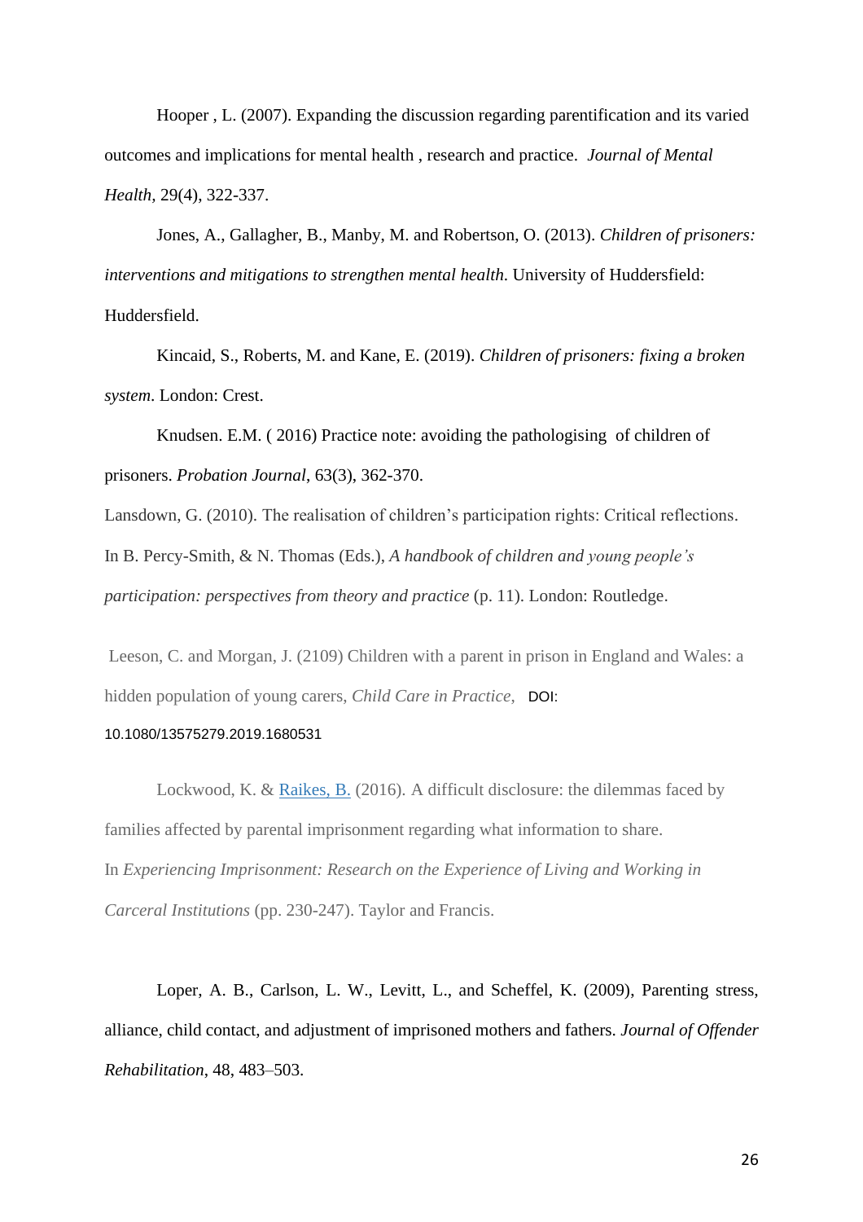Hooper , L. (2007). Expanding the discussion regarding parentification and its varied outcomes and implications for mental health , research and practice. *Journal of Mental Health,* 29(4), 322-337.

Jones, A., Gallagher, B., Manby, M. and Robertson, O. (2013). *Children of prisoners: interventions and mitigations to strengthen mental health*. University of Huddersfield: Huddersfield.

Kincaid, S., Roberts, M. and Kane, E. (2019). *Children of prisoners: fixing a broken system*. London: Crest.

Knudsen. E.M. ( 2016) Practice note: avoiding the pathologising of children of prisoners. *Probation Journal*, 63(3), 362-370.

Lansdown, G. (2010). The realisation of children's participation rights: Critical reflections. In B. Percy-Smith, & N. Thomas (Eds.), *A handbook of children and young people's participation: perspectives from theory and practice* (p. 11). London: Routledge.

Leeson, C. and Morgan, J. (2109) Children with a parent in prison in England and Wales: a hidden population of young carers, *Child Care in Practice*, DOI: 10.1080/13575279.2019.1680531

Lockwood, K. & Raikes, B. (2016). A difficult disclosure: the dilemmas faced by families affected by parental imprisonment regarding what information to share. In *Experiencing Imprisonment: Research on the Experience of Living and Working in Carceral Institutions* (pp. 230-247). Taylor and Francis.

Loper, A. B., Carlson, L. W., Levitt, L., and Scheffel, K. (2009), Parenting stress, alliance, child contact, and adjustment of imprisoned mothers and fathers. *Journal of Offender Rehabilitation*, 48, 483–503.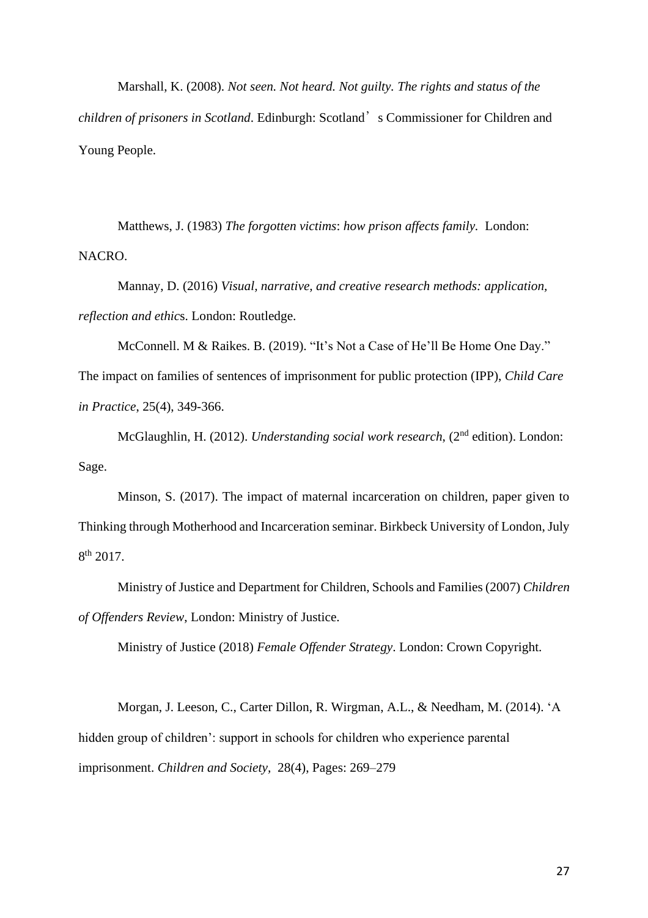Marshall, K. (2008). *Not seen. Not heard. Not guilty. The rights and status of the children of prisoners in Scotland*. Edinburgh: Scotland' s Commissioner for Children and Young People.

Matthews, J. (1983) *The forgotten victims*: *how prison affects family.* London: NACRO.

Mannay, D. (2016) *Visual, narrative, and creative research methods: application, reflection and ethics*. London: Routledge.

McConnell. M & Raikes. B. (2019). "It's Not a Case of He'll Be Home One Day." The impact on families of sentences of imprisonment for public protection (IPP), *Child Care in Practice*, 25(4), 349-366.

McGlaughlin, H. (2012). *Understanding social work research*, (2nd edition). London: Sage.

Minson, S. (2017). The impact of maternal incarceration on children, paper given to Thinking through Motherhood and Incarceration seminar. Birkbeck University of London, July 8th 2017.

Ministry of Justice and Department for Children, Schools and Families (2007) *Children of Offenders Review*, London: Ministry of Justice.

Ministry of Justice (2018) *Female Offender Strategy*. London: Crown Copyright.

Morgan, J. Leeson, C., Carter Dillon, R. Wirgman, A.L., & Needham, M. (2014). 'A hidden group of children': support in schools for children who experience parental imprisonment. *Children and Society,* 28(4), Pages: 269–279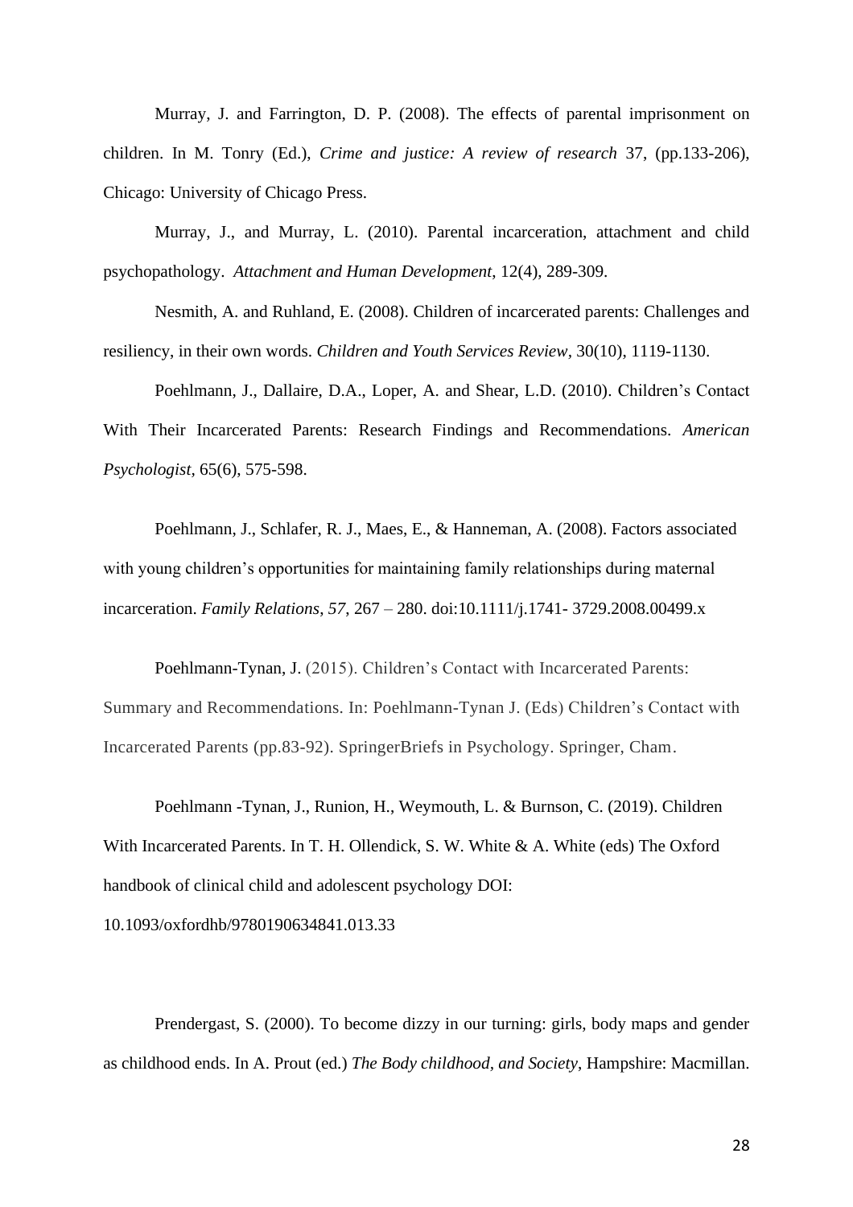Murray, J. and Farrington, D. P. (2008). The effects of parental imprisonment on children. In M. Tonry (Ed.), *Crime and justice: A review of research* 37, (pp.133-206), Chicago: University of Chicago Press.

Murray, J., and Murray, L. (2010). Parental incarceration, attachment and child psychopathology. *Attachment and Human Development*, 12(4), 289-309.

Nesmith, A. and Ruhland, E. (2008). Children of incarcerated parents: Challenges and resiliency, in their own words. *Children and Youth Services Review*, 30(10), 1119-1130.

Poehlmann, J., Dallaire, D.A., Loper, A. and Shear, L.D. (2010). Children's Contact With Their Incarcerated Parents: Research Findings and Recommendations. *American Psychologist*, 65(6), 575-598.

Poehlmann, J., Schlafer, R. J., Maes, E., & Hanneman, A. (2008). Factors associated with young children's opportunities for maintaining family relationships during maternal incarceration. *Family Relations*, *57*, 267 – 280. doi:10.1111/j.1741- 3729.2008.00499.x

Poehlmann-Tynan, J. (2015). Children's Contact with Incarcerated Parents: Summary and Recommendations. In: Poehlmann-Tynan J. (Eds) Children's Contact with Incarcerated Parents (pp.83-92). SpringerBriefs in Psychology. Springer, Cham.

Poehlmann -Tynan, J., Runion, H., Weymouth, L. & Burnson, C. (2019). Children With Incarcerated Parents. In T. H. Ollendick, S. W. White & A. White (eds) The Oxford handbook of clinical child and adolescent psychology DOI: 10.1093/oxfordhb/9780190634841.013.33

Prendergast, S. (2000). To become dizzy in our turning: girls, body maps and gender as childhood ends. In A. Prout (ed.) *The Body childhood, and Society*, Hampshire: Macmillan.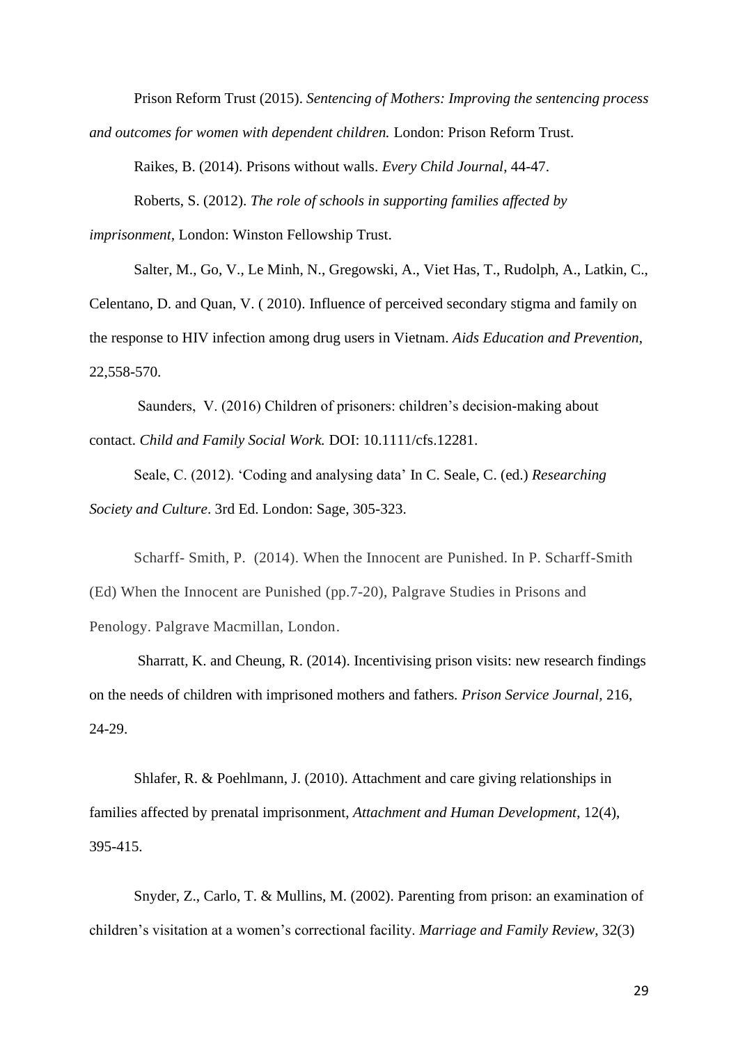Prison Reform Trust (2015). *Sentencing of Mothers: Improving the sentencing process and outcomes for women with dependent children.* London: Prison Reform Trust.

Raikes, B. (2014). Prisons without walls. *Every Child Journal*, 44-47.

Roberts, S. (2012). *The role of schools in supporting families affected by imprisonment*, London: Winston Fellowship Trust.

Salter, M., Go, V., Le Minh, N., Gregowski, A., Viet Has, T., Rudolph, A., Latkin, C., Celentano, D. and Quan, V. ( 2010). Influence of perceived secondary stigma and family on the response to HIV infection among drug users in Vietnam. *Aids Education and Prevention*, 22,558-570.

Saunders, V. (2016) Children of prisoners: children's decision-making about contact. *Child and Family Social Work.* DOI: 10.1111/cfs.12281.

Seale, C. (2012). 'Coding and analysing data' In C. Seale, C. (ed.) *Researching Society and Culture*. 3rd Ed. London: Sage, 305-323.

Scharff- Smith, P. (2014). When the Innocent are Punished. In P. Scharff-Smith (Ed) When the Innocent are Punished (pp.7-20), Palgrave Studies in Prisons and Penology. Palgrave Macmillan, London.

Sharratt, K. and Cheung, R. (2014). Incentivising prison visits: new research findings on the needs of children with imprisoned mothers and fathers. *Prison Service Journal*, 216, 24-29.

Shlafer, R. & Poehlmann, J. (2010). Attachment and care giving relationships in families affected by prenatal imprisonment, *Attachment and Human Development*, 12(4), 395-415.

Snyder, Z., Carlo, T. & Mullins, M. (2002). Parenting from prison: an examination of children's visitation at a women's correctional facility. *Marriage and Family Review*, 32(3)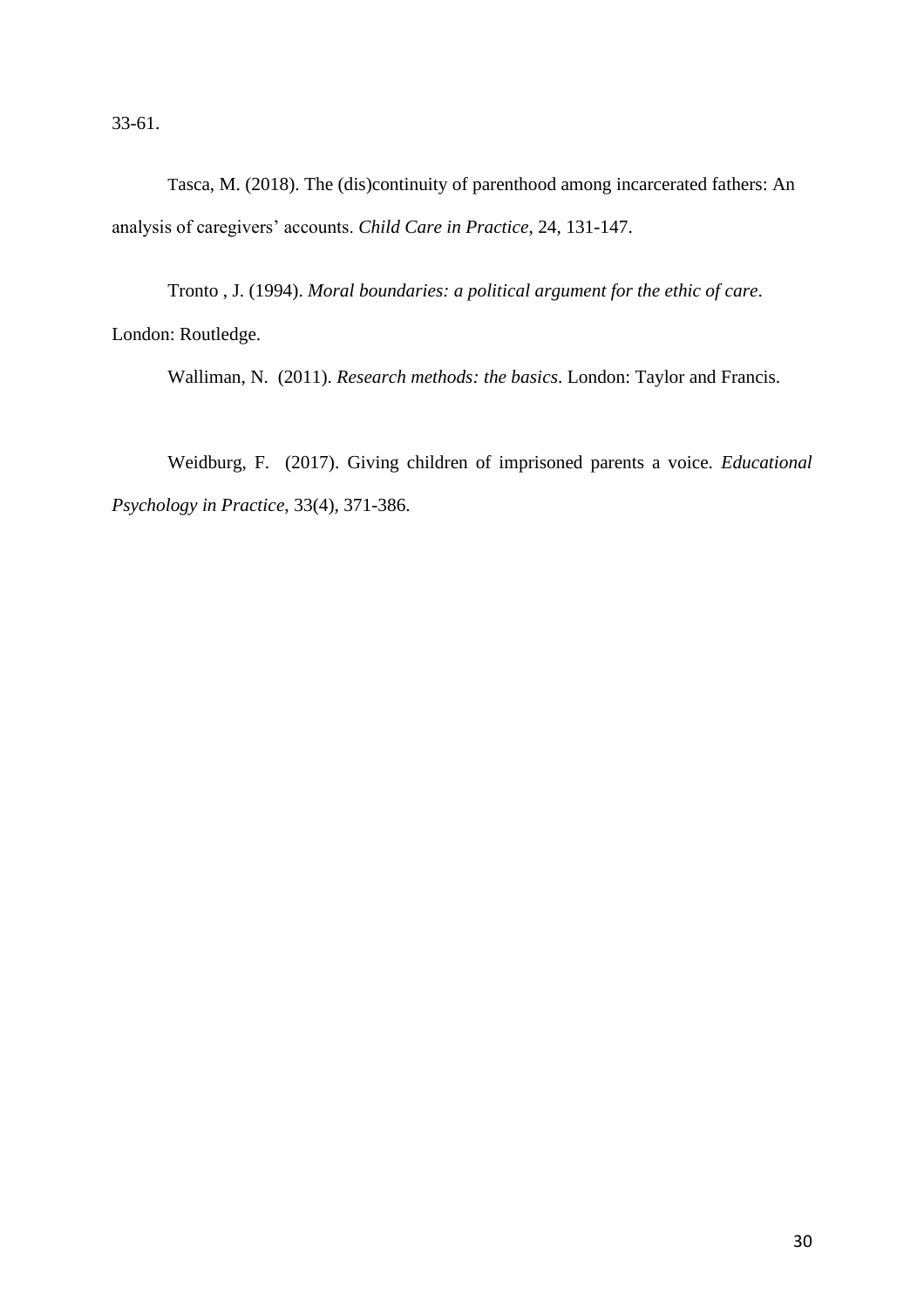33-61.

Tasca, M. (2018). The (dis)continuity of parenthood among incarcerated fathers: An analysis of caregivers' accounts. *Child Care in Practice*, 24, 131-147.

Tronto , J. (1994). *Moral boundaries: a political argument for the ethic of care*. London: Routledge.

Walliman, N. (2011). *Research methods: the basics*. London: Taylor and Francis.

Weidburg, F. (2017). Giving children of imprisoned parents a voice. *Educational Psychology in Practice*, 33(4), 371-386.